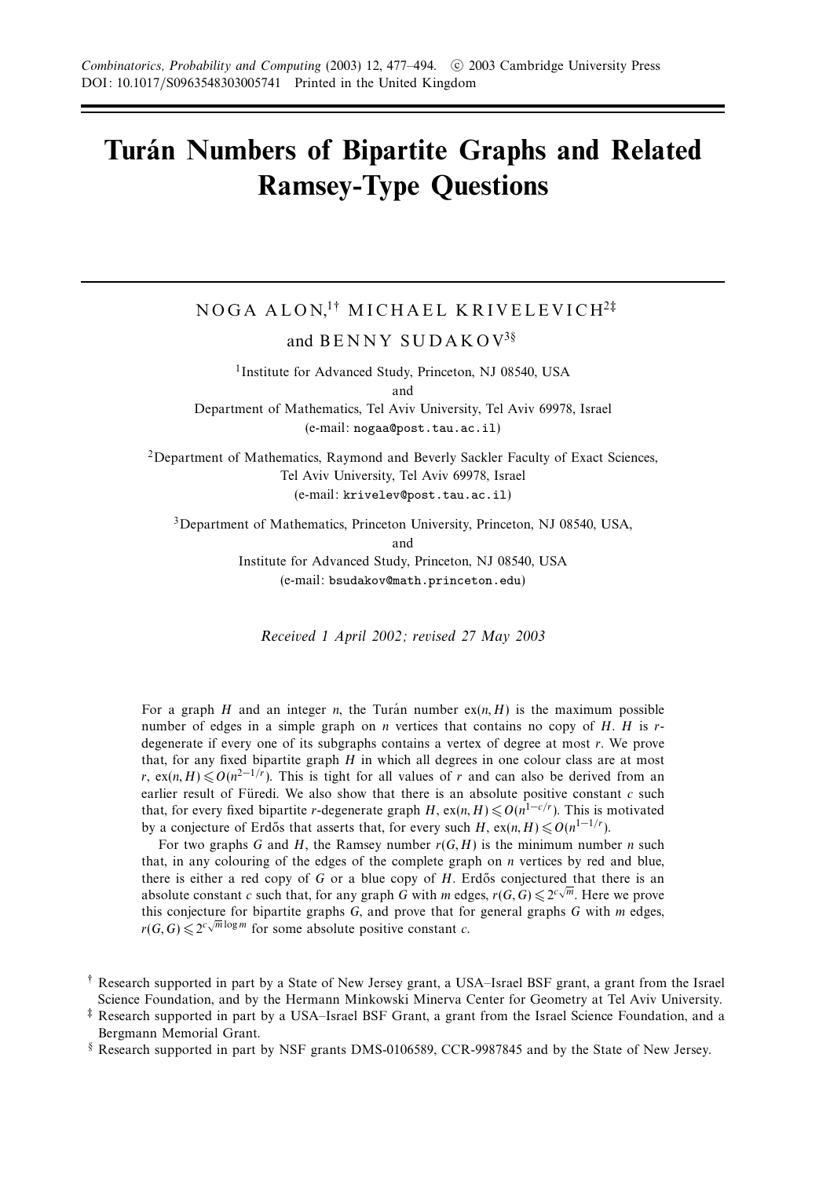# Turán Numbers of Bipartite Graphs and Related Ramsey-Type Questions

NOGA ALON,[1†] MICHAEL KRIVELEVICH[2‡]

and BENNY SUDAKOV[3§]

[1]Institute for Advanced Study, Princeton, NJ 08540, USA
and
Department of Mathematics, Tel Aviv University, Tel Aviv 69978, Israel
(e-mail: nogaa@post.tau.ac.il)

[2]Department of Mathematics, Raymond and Beverly Sackler Faculty of Exact Sciences,
Tel Aviv University, Tel Aviv 69978, Israel
(e-mail: krivelev@post.tau.ac.il)

[3]Department of Mathematics, Princeton University, Princeton, NJ 08540, USA,
and
Institute for Advanced Study, Princeton, NJ 08540, USA
(e-mail: bsudakov@math.princeton.edu)

*Received 1 April 2002; revised 27 May 2003*

For a graph $H$ and an integer $n$, the Turán number $\mathrm{ex}(n, H)$ is the maximum possible number of edges in a simple graph on $n$ vertices that contains no copy of $H$. $H$ is $r$-degenerate if every one of its subgraphs contains a vertex of degree at most $r$. We prove that, for any fixed bipartite graph $H$ in which all degrees in one colour class are at most $r$, $\mathrm{ex}(n, H) \leqslant O(n^{2-1/r})$. This is tight for all values of $r$ and can also be derived from an earlier result of Füredi. We also show that there is an absolute positive constant $c$ such that, for every fixed bipartite $r$-degenerate graph $H$, $\mathrm{ex}(n, H) \leqslant O(n^{1-c/r})$. This is motivated by a conjecture of Erdős that asserts that, for every such $H$, $\mathrm{ex}(n, H) \leqslant O(n^{1-1/r})$.

For two graphs $G$ and $H$, the Ramsey number $r(G, H)$ is the minimum number $n$ such that, in any colouring of the edges of the complete graph on $n$ vertices by red and blue, there is either a red copy of $G$ or a blue copy of $H$. Erdős conjectured that there is an absolute constant $c$ such that, for any graph $G$ with $m$ edges, $r(G, G) \leqslant 2^{c\sqrt{m}}$. Here we prove this conjecture for bipartite graphs $G$, and prove that for general graphs $G$ with $m$ edges, $r(G, G) \leqslant 2^{c\sqrt{m}\log m}$ for some absolute positive constant $c$.

† Research supported in part by a State of New Jersey grant, a USA–Israel BSF grant, a grant from the Israel Science Foundation, and by the Hermann Minkowski Minerva Center for Geometry at Tel Aviv University.

‡ Research supported in part by a USA–Israel BSF Grant, a grant from the Israel Science Foundation, and a Bergmann Memorial Grant.

§ Research supported in part by NSF grants DMS-0106589, CCR-9987845 and by the State of New Jersey.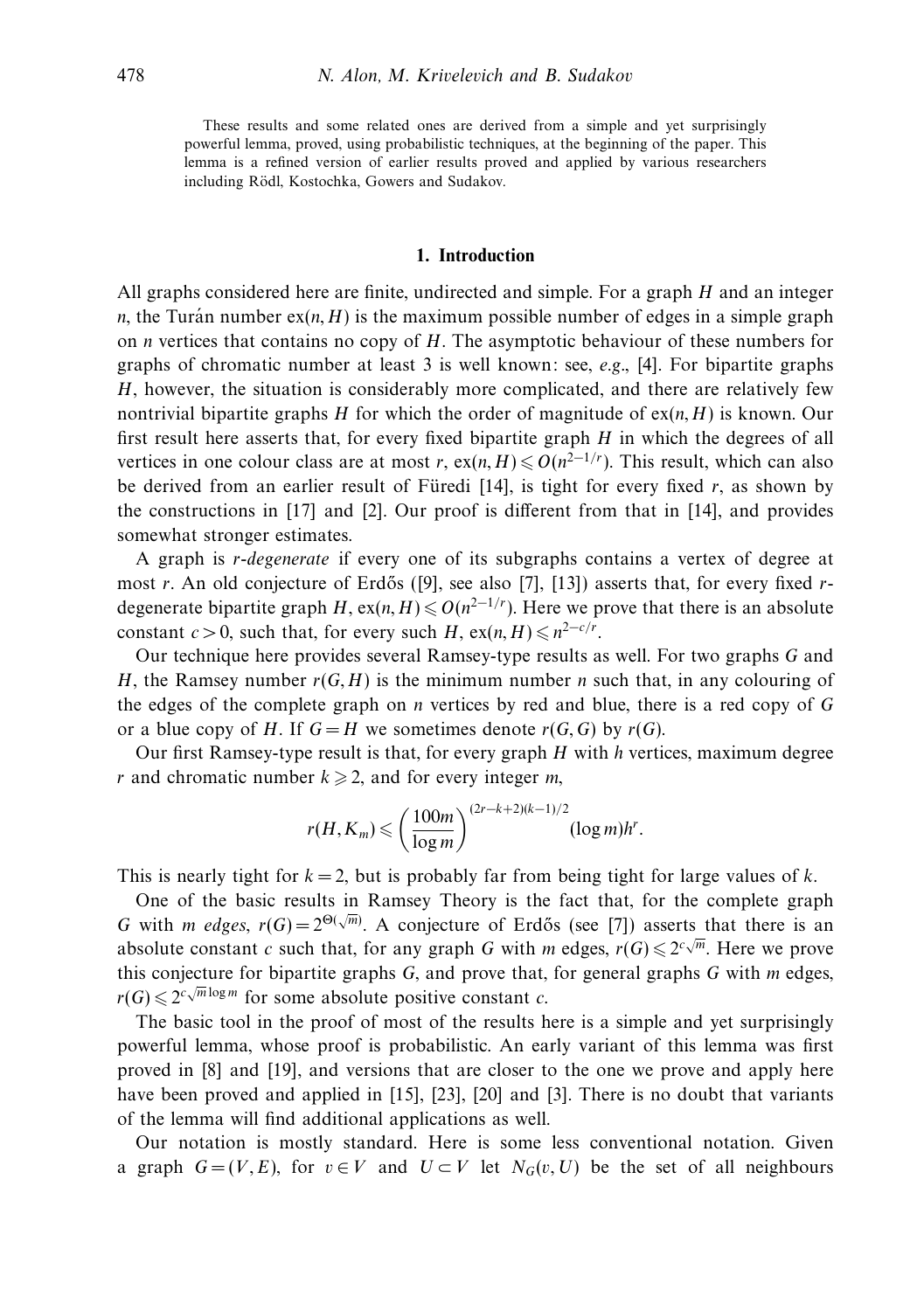These results and some related ones are derived from a simple and yet surprisingly powerful lemma, proved, using probabilistic techniques, at the beginning of the paper. This lemma is a refined version of earlier results proved and applied by various researchers including Rödl, Kostochka, Gowers and Sudakov.

## 1. Introduction

All graphs considered here are finite, undirected and simple. For a graph $H$ and an integer $n$, the Turán number $\mathrm{ex}(n, H)$ is the maximum possible number of edges in a simple graph on $n$ vertices that contains no copy of $H$. The asymptotic behaviour of these numbers for graphs of chromatic number at least 3 is well known: see, *e.g.*, [4]. For bipartite graphs $H$, however, the situation is considerably more complicated, and there are relatively few nontrivial bipartite graphs $H$ for which the order of magnitude of $\mathrm{ex}(n, H)$ is known. Our first result here asserts that, for every fixed bipartite graph $H$ in which the degrees of all vertices in one colour class are at most $r$, $\mathrm{ex}(n, H) \leqslant O(n^{2-1/r})$. This result, which can also be derived from an earlier result of Füredi [14], is tight for every fixed $r$, as shown by the constructions in [17] and [2]. Our proof is different from that in [14], and provides somewhat stronger estimates.

A graph is *r-degenerate* if every one of its subgraphs contains a vertex of degree at most $r$. An old conjecture of Erdős ([9], see also [7], [13]) asserts that, for every fixed $r$-degenerate bipartite graph $H$, $\mathrm{ex}(n, H) \leqslant O(n^{2-1/r})$. Here we prove that there is an absolute constant $c > 0$, such that, for every such $H$, $\mathrm{ex}(n, H) \leqslant n^{2-c/r}$.

Our technique here provides several Ramsey-type results as well. For two graphs $G$ and $H$, the Ramsey number $r(G, H)$ is the minimum number $n$ such that, in any colouring of the edges of the complete graph on $n$ vertices by red and blue, there is a red copy of $G$ or a blue copy of $H$. If $G = H$ we sometimes denote $r(G, G)$ by $r(G)$.

Our first Ramsey-type result is that, for every graph $H$ with $h$ vertices, maximum degree $r$ and chromatic number $k \geqslant 2$, and for every integer $m$,

$$r(H, K_m) \leqslant \left(\frac{100m}{\log m}\right)^{(2r-k+2)(k-1)/2} (\log m) h^r.$$

This is nearly tight for $k = 2$, but is probably far from being tight for large values of $k$.

One of the basic results in Ramsey Theory is the fact that, for the complete graph $G$ with *m edges*, $r(G) = 2^{\Theta(\sqrt{m})}$. A conjecture of Erdős (see [7]) asserts that there is an absolute constant $c$ such that, for any graph $G$ with $m$ edges, $r(G) \leqslant 2^{c\sqrt{m}}$. Here we prove this conjecture for bipartite graphs $G$, and prove that, for general graphs $G$ with $m$ edges, $r(G) \leqslant 2^{c\sqrt{m}\log m}$ for some absolute positive constant $c$.

The basic tool in the proof of most of the results here is a simple and yet surprisingly powerful lemma, whose proof is probabilistic. An early variant of this lemma was first proved in [8] and [19], and versions that are closer to the one we prove and apply here have been proved and applied in [15], [23], [20] and [3]. There is no doubt that variants of the lemma will find additional applications as well.

Our notation is mostly standard. Here is some less conventional notation. Given a graph $G = (V, E)$, for $v \in V$ and $U \subset V$ let $N_G(v, U)$ be the set of all neighbours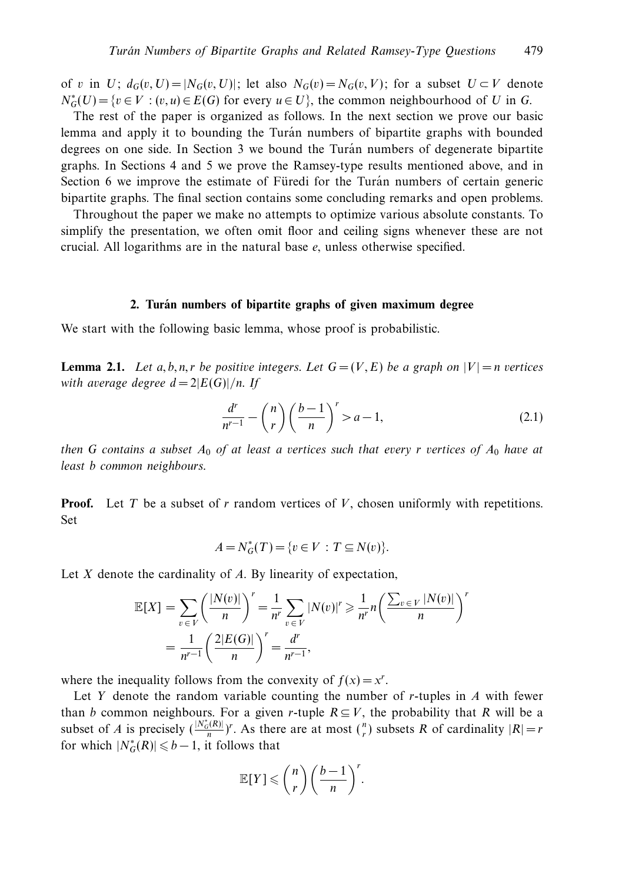of $v$ in $U$; $d_G(v,U) = |N_G(v,U)|$; let also $N_G(v) = N_G(v,V)$; for a subset $U \subset V$ denote $N^*_G(U) = \{v \in V : (v,u) \in E(G) \text{ for every } u \in U\}$, the common neighbourhood of $U$ in $G$.

The rest of the paper is organized as follows. In the next section we prove our basic lemma and apply it to bounding the Turán numbers of bipartite graphs with bounded degrees on one side. In Section 3 we bound the Turán numbers of degenerate bipartite graphs. In Sections 4 and 5 we prove the Ramsey-type results mentioned above, and in Section 6 we improve the estimate of Füredi for the Turán numbers of certain generic bipartite graphs. The final section contains some concluding remarks and open problems.

Throughout the paper we make no attempts to optimize various absolute constants. To simplify the presentation, we often omit floor and ceiling signs whenever these are not crucial. All logarithms are in the natural base $e$, unless otherwise specified.

## 2. Turán numbers of bipartite graphs of given maximum degree

We start with the following basic lemma, whose proof is probabilistic.

**Lemma 2.1.** *Let $a, b, n, r$ be positive integers. Let $G = (V, E)$ be a graph on $|V| = n$ vertices with average degree $d = 2|E(G)|/n$. If*

$$\frac{d^r}{n^{r-1}} - \binom{n}{r}\left(\frac{b-1}{n}\right)^r > a - 1, \tag{2.1}$$

*then $G$ contains a subset $A_0$ of at least $a$ vertices such that every $r$ vertices of $A_0$ have at least $b$ common neighbours.*

**Proof.** Let $T$ be a subset of $r$ random vertices of $V$, chosen uniformly with repetitions. Set

$$A = N^*_G(T) = \{v \in V : T \subseteq N(v)\}.$$

Let $X$ denote the cardinality of $A$. By linearity of expectation,

$$\begin{aligned}\mathbb{E}[X] &= \sum_{v \in V}\left(\frac{|N(v)|}{n}\right)^r = \frac{1}{n^r}\sum_{v \in V}|N(v)|^r \geqslant \frac{1}{n^r}n\left(\frac{\sum_{v \in V}|N(v)|}{n}\right)^r \\ &= \frac{1}{n^{r-1}}\left(\frac{2|E(G)|}{n}\right)^r = \frac{d^r}{n^{r-1}},\end{aligned}$$

where the inequality follows from the convexity of $f(x) = x^r$.

Let $Y$ denote the random variable counting the number of $r$-tuples in $A$ with fewer than $b$ common neighbours. For a given $r$-tuple $R \subseteq V$, the probability that $R$ will be a subset of $A$ is precisely $(\frac{|N^*_G(R)|}{n})^r$. As there are at most $\binom{n}{r}$ subsets $R$ of cardinality $|R| = r$ for which $|N^*_G(R)| \leqslant b - 1$, it follows that

$$\mathbb{E}[Y] \leqslant \binom{n}{r}\left(\frac{b-1}{n}\right)^r.$$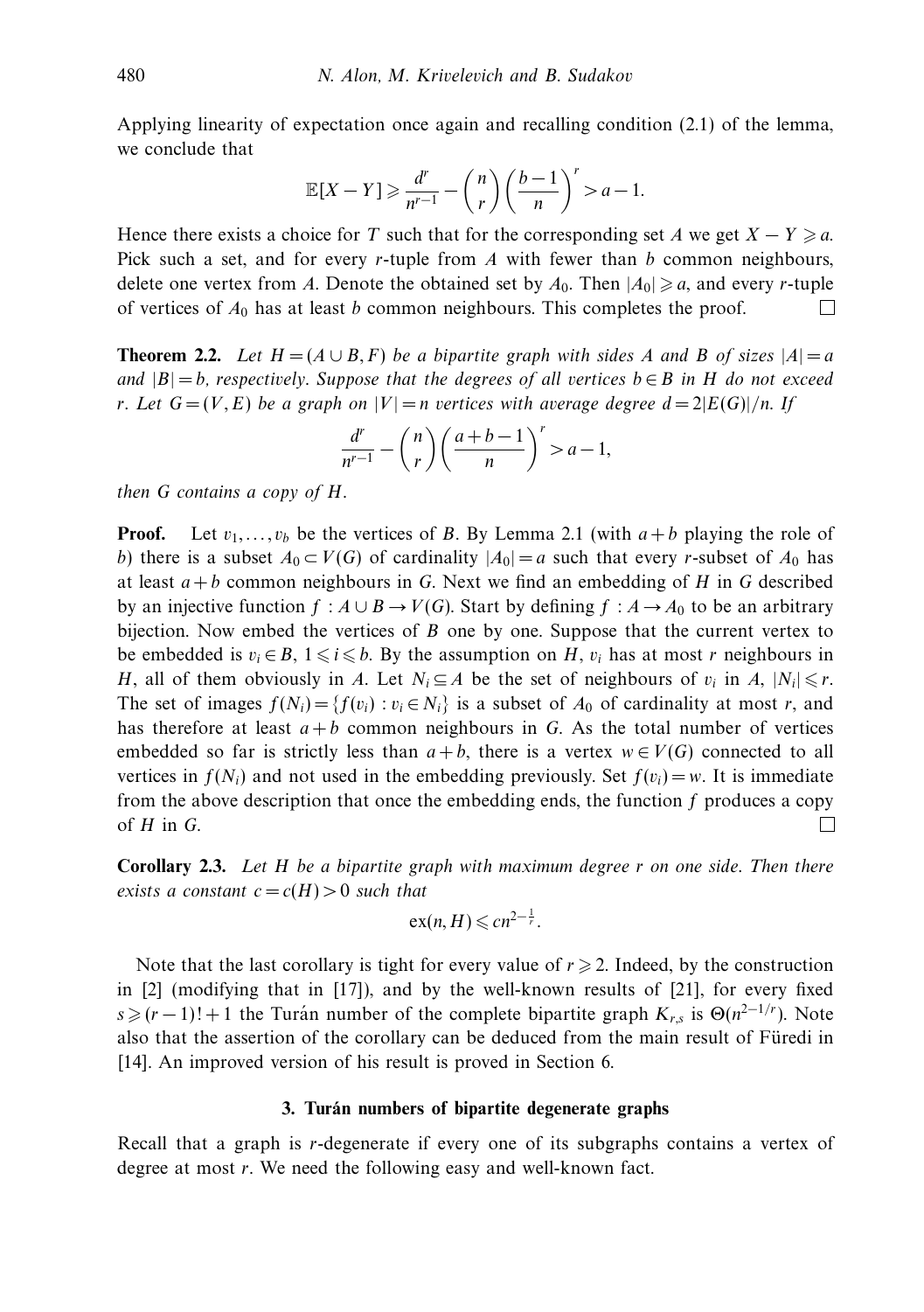Applying linearity of expectation once again and recalling condition (2.1) of the lemma, we conclude that

$$\mathbb{E}[X - Y] \geqslant \frac{d^r}{n^{r-1}} - \binom{n}{r}\left(\frac{b-1}{n}\right)^r > a - 1.$$

Hence there exists a choice for $T$ such that for the corresponding set $A$ we get $X - Y \geqslant a$. Pick such a set, and for every $r$-tuple from $A$ with fewer than $b$ common neighbours, delete one vertex from $A$. Denote the obtained set by $A_0$. Then $|A_0| \geqslant a$, and every $r$-tuple of vertices of $A_0$ has at least $b$ common neighbours. This completes the proof. □

**Theorem 2.2.** *Let $H = (A \cup B, F)$ be a bipartite graph with sides $A$ and $B$ of sizes $|A| = a$ and $|B| = b$, respectively. Suppose that the degrees of all vertices $b \in B$ in $H$ do not exceed $r$. Let $G = (V, E)$ be a graph on $|V| = n$ vertices with average degree $d = 2|E(G)|/n$. If*

$$\frac{d^r}{n^{r-1}} - \binom{n}{r}\left(\frac{a+b-1}{n}\right)^r > a - 1,$$

*then $G$ contains a copy of $H$.*

**Proof.** Let $v_1, \ldots, v_b$ be the vertices of $B$. By Lemma 2.1 (with $a + b$ playing the role of $b$) there is a subset $A_0 \subset V(G)$ of cardinality $|A_0| = a$ such that every $r$-subset of $A_0$ has at least $a + b$ common neighbours in $G$. Next we find an embedding of $H$ in $G$ described by an injective function $f : A \cup B \to V(G)$. Start by defining $f : A \to A_0$ to be an arbitrary bijection. Now embed the vertices of $B$ one by one. Suppose that the current vertex to be embedded is $v_i \in B$, $1 \leqslant i \leqslant b$. By the assumption on $H$, $v_i$ has at most $r$ neighbours in $H$, all of them obviously in $A$. Let $N_i \subseteq A$ be the set of neighbours of $v_i$ in $A$, $|N_i| \leqslant r$. The set of images $f(N_i) = \{f(v_i) : v_i \in N_i\}$ is a subset of $A_0$ of cardinality at most $r$, and has therefore at least $a + b$ common neighbours in $G$. As the total number of vertices embedded so far is strictly less than $a + b$, there is a vertex $w \in V(G)$ connected to all vertices in $f(N_i)$ and not used in the embedding previously. Set $f(v_i) = w$. It is immediate from the above description that once the embedding ends, the function $f$ produces a copy of $H$ in $G$. □

**Corollary 2.3.** *Let $H$ be a bipartite graph with maximum degree $r$ on one side. Then there exists a constant $c = c(H) > 0$ such that*

$$\mathrm{ex}(n, H) \leqslant cn^{2-\frac{1}{r}}.$$

Note that the last corollary is tight for every value of $r \geqslant 2$. Indeed, by the construction in [2] (modifying that in [17]), and by the well-known results of [21], for every fixed $s \geqslant (r-1)! + 1$ the Turán number of the complete bipartite graph $K_{r,s}$ is $\Theta(n^{2-1/r})$. Note also that the assertion of the corollary can be deduced from the main result of Füredi in [14]. An improved version of his result is proved in Section 6.

## 3. Turán numbers of bipartite degenerate graphs

Recall that a graph is $r$-degenerate if every one of its subgraphs contains a vertex of degree at most $r$. We need the following easy and well-known fact.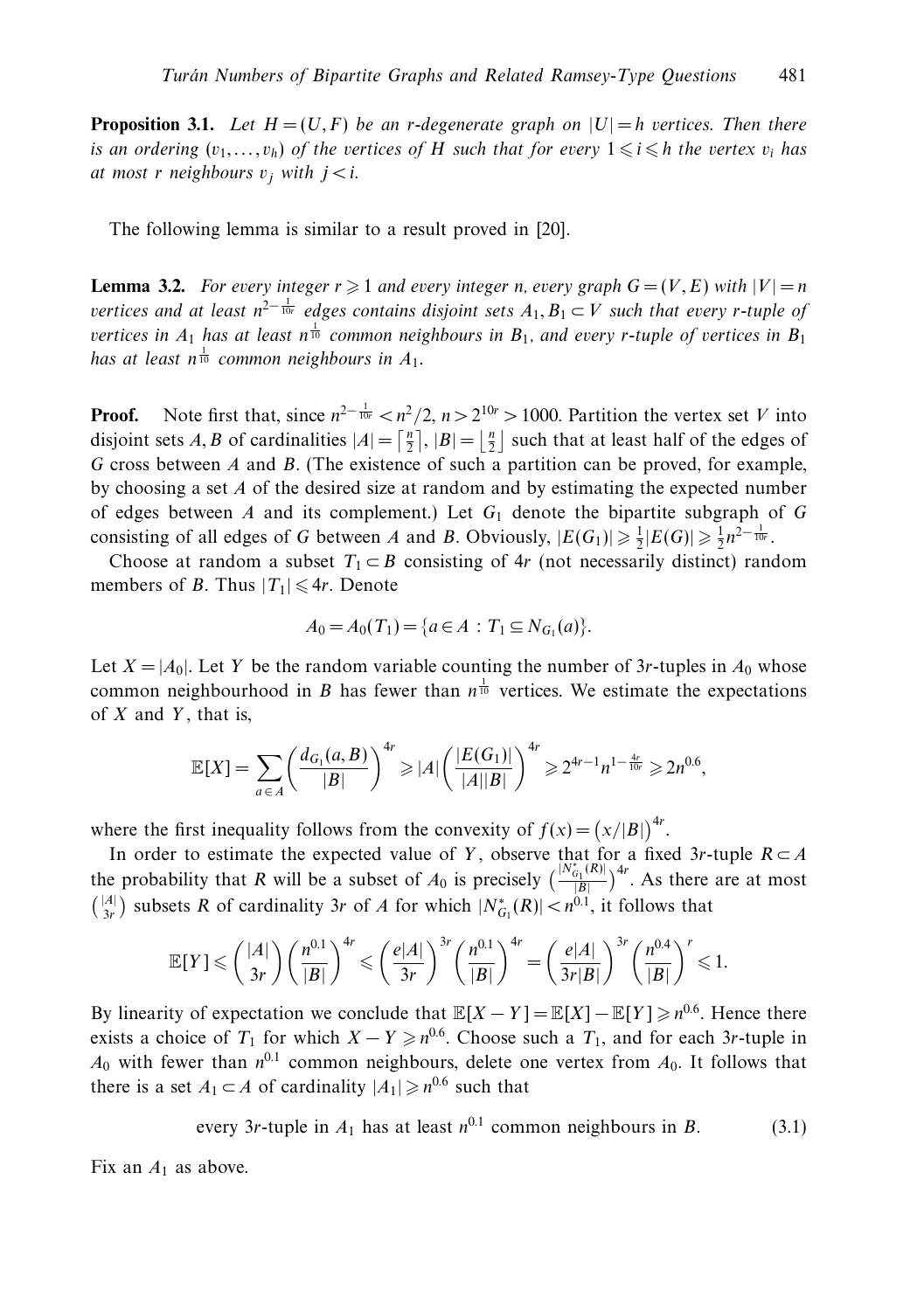**Proposition 3.1.** *Let $H=(U,F)$ be an $r$-degenerate graph on $|U|=h$ vertices. Then there is an ordering $(v_1,\dots,v_h)$ of the vertices of $H$ such that for every $1\leqslant i\leqslant h$ the vertex $v_i$ has at most $r$ neighbours $v_j$ with $j<i$.*

The following lemma is similar to a result proved in [20].

**Lemma 3.2.** *For every integer $r\geqslant 1$ and every integer $n$, every graph $G=(V,E)$ with $|V|=n$ vertices and at least $n^{2-\frac{1}{10r}}$ edges contains disjoint sets $A_1,B_1\subset V$ such that every $r$-tuple of vertices in $A_1$ has at least $n^{\frac{1}{10}}$ common neighbours in $B_1$, and every $r$-tuple of vertices in $B_1$ has at least $n^{\frac{1}{10}}$ common neighbours in $A_1$.*

**Proof.** Note first that, since $n^{2-\frac{1}{10r}}<n^2/2$, $n>2^{10r}>1000$. Partition the vertex set $V$ into disjoint sets $A,B$ of cardinalities $|A|=\lceil\frac{n}{2}\rceil$, $|B|=\lfloor\frac{n}{2}\rfloor$ such that at least half of the edges of $G$ cross between $A$ and $B$. (The existence of such a partition can be proved, for example, by choosing a set $A$ of the desired size at random and by estimating the expected number of edges between $A$ and its complement.) Let $G_1$ denote the bipartite subgraph of $G$ consisting of all edges of $G$ between $A$ and $B$. Obviously, $|E(G_1)|\geqslant\frac{1}{2}|E(G)|\geqslant\frac{1}{2}n^{2-\frac{1}{10r}}$.

Choose at random a subset $T_1\subset B$ consisting of $4r$ (not necessarily distinct) random members of $B$. Thus $|T_1|\leqslant 4r$. Denote

$$A_0=A_0(T_1)=\{a\in A\,:\,T_1\subseteq N_{G_1}(a)\}.$$

Let $X=|A_0|$. Let $Y$ be the random variable counting the number of $3r$-tuples in $A_0$ whose common neighbourhood in $B$ has fewer than $n^{\frac{1}{10}}$ vertices. We estimate the expectations of $X$ and $Y$, that is,

$$\mathbb{E}[X]=\sum_{a\in A}\left(\frac{d_{G_1}(a,B)}{|B|}\right)^{4r}\geqslant|A|\left(\frac{|E(G_1)|}{|A||B|}\right)^{4r}\geqslant 2^{4r-1}n^{1-\frac{4r}{10r}}\geqslant 2n^{0.6},$$

where the first inequality follows from the convexity of $f(x)=\left(x/|B|\right)^{4r}$.

In order to estimate the expected value of $Y$, observe that for a fixed $3r$-tuple $R\subset A$ the probability that $R$ will be a subset of $A_0$ is precisely $\left(\frac{|N^*_{G_1}(R)|}{|B|}\right)^{4r}$. As there are at most $\binom{|A|}{3r}$ subsets $R$ of cardinality $3r$ of $A$ for which $|N^*_{G_1}(R)|<n^{0.1}$, it follows that

$$\mathbb{E}[Y]\leqslant\binom{|A|}{3r}\left(\frac{n^{0.1}}{|B|}\right)^{4r}\leqslant\left(\frac{e|A|}{3r}\right)^{3r}\left(\frac{n^{0.1}}{|B|}\right)^{4r}=\left(\frac{e|A|}{3r|B|}\right)^{3r}\left(\frac{n^{0.4}}{|B|}\right)^{r}\leqslant 1.$$

By linearity of expectation we conclude that $\mathbb{E}[X-Y]=\mathbb{E}[X]-\mathbb{E}[Y]\geqslant n^{0.6}$. Hence there exists a choice of $T_1$ for which $X-Y\geqslant n^{0.6}$. Choose such a $T_1$, and for each $3r$-tuple in $A_0$ with fewer than $n^{0.1}$ common neighbours, delete one vertex from $A_0$. It follows that there is a set $A_1\subset A$ of cardinality $|A_1|\geqslant n^{0.6}$ such that

$$\text{every } 3r\text{-tuple in } A_1 \text{ has at least } n^{0.1} \text{ common neighbours in } B. \tag{3.1}$$

Fix an $A_1$ as above.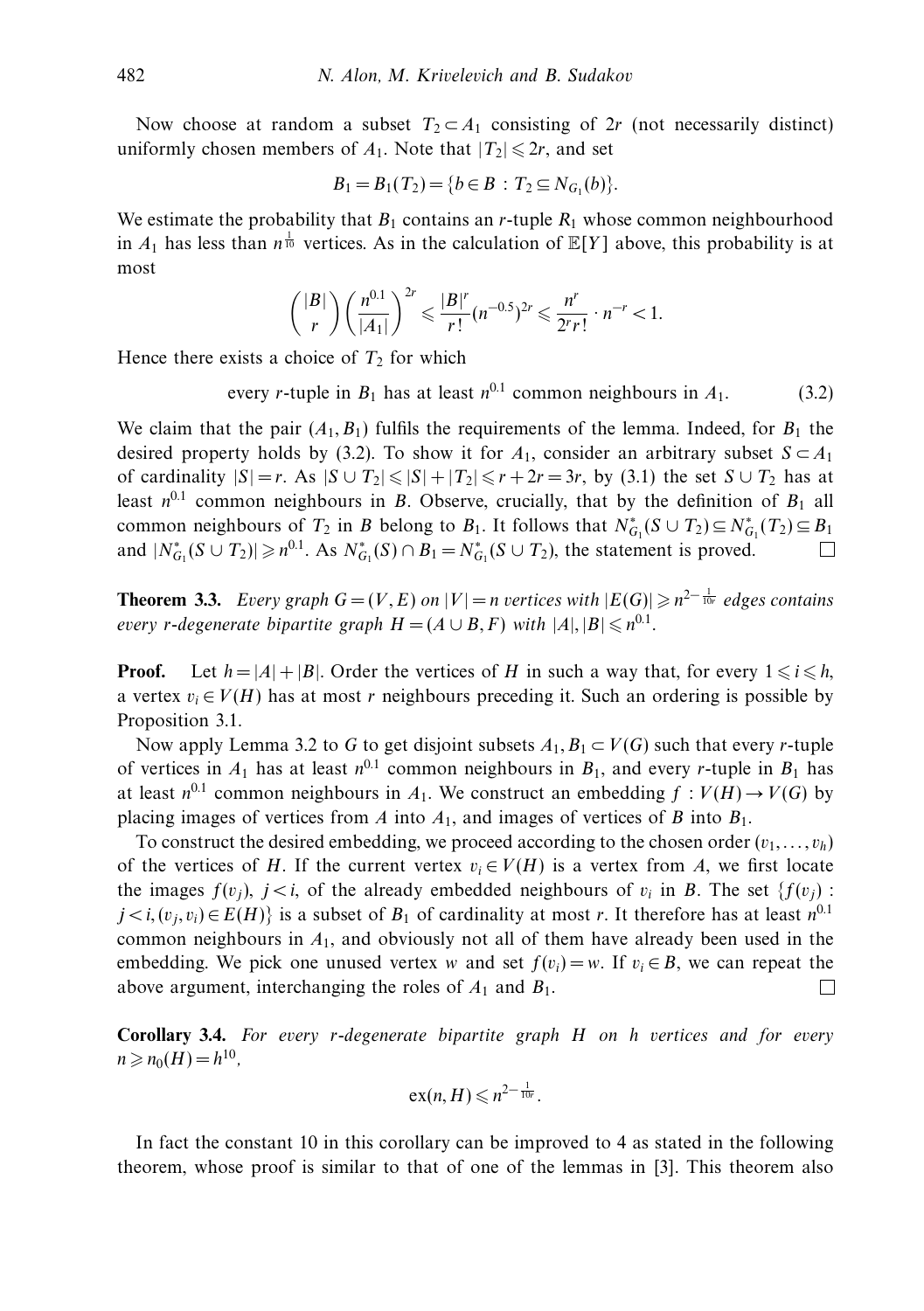Now choose at random a subset $T_2 \subset A_1$ consisting of $2r$ (not necessarily distinct) uniformly chosen members of $A_1$. Note that $|T_2| \leqslant 2r$, and set

$$B_1 = B_1(T_2) = \{b \in B : T_2 \subseteq N_{G_1}(b)\}.$$

We estimate the probability that $B_1$ contains an $r$-tuple $R_1$ whose common neighbourhood in $A_1$ has less than $n^{\frac{1}{10}}$ vertices. As in the calculation of $\mathbb{E}[Y]$ above, this probability is at most

$$\binom{|B|}{r}\left(\frac{n^{0.1}}{|A_1|}\right)^{2r} \leqslant \frac{|B|^r}{r!}(n^{-0.5})^{2r} \leqslant \frac{n^r}{2^r r!} \cdot n^{-r} < 1.$$

Hence there exists a choice of $T_2$ for which

$$\text{every } r\text{-tuple in } B_1 \text{ has at least } n^{0.1} \text{ common neighbours in } A_1. \tag{3.2}$$

We claim that the pair $(A_1, B_1)$ fulfils the requirements of the lemma. Indeed, for $B_1$ the desired property holds by (3.2). To show it for $A_1$, consider an arbitrary subset $S \subset A_1$ of cardinality $|S| = r$. As $|S \cup T_2| \leqslant |S| + |T_2| \leqslant r + 2r = 3r$, by (3.1) the set $S \cup T_2$ has at least $n^{0.1}$ common neighbours in $B$. Observe, crucially, that by the definition of $B_1$ all common neighbours of $T_2$ in $B$ belong to $B_1$. It follows that $N^*_{G_1}(S \cup T_2) \subseteq N^*_{G_1}(T_2) \subseteq B_1$ and $|N^*_{G_1}(S \cup T_2)| \geqslant n^{0.1}$. As $N^*_{G_1}(S) \cap B_1 = N^*_{G_1}(S \cup T_2)$, the statement is proved. $\square$

**Theorem 3.3.** *Every graph $G = (V, E)$ on $|V| = n$ vertices with $|E(G)| \geqslant n^{2-\frac{1}{10r}}$ edges contains every $r$-degenerate bipartite graph $H = (A \cup B, F)$ with $|A|, |B| \leqslant n^{0.1}$.*

**Proof.** Let $h = |A| + |B|$. Order the vertices of $H$ in such a way that, for every $1 \leqslant i \leqslant h$, a vertex $v_i \in V(H)$ has at most $r$ neighbours preceding it. Such an ordering is possible by Proposition 3.1.

Now apply Lemma 3.2 to $G$ to get disjoint subsets $A_1, B_1 \subset V(G)$ such that every $r$-tuple of vertices in $A_1$ has at least $n^{0.1}$ common neighbours in $B_1$, and every $r$-tuple in $B_1$ has at least $n^{0.1}$ common neighbours in $A_1$. We construct an embedding $f : V(H) \to V(G)$ by placing images of vertices from $A$ into $A_1$, and images of vertices of $B$ into $B_1$.

To construct the desired embedding, we proceed according to the chosen order $(v_1, \ldots, v_h)$ of the vertices of $H$. If the current vertex $v_i \in V(H)$ is a vertex from $A$, we first locate the images $f(v_j)$, $j < i$, of the already embedded neighbours of $v_i$ in $B$. The set $\{f(v_j) : j < i, (v_j, v_i) \in E(H)\}$ is a subset of $B_1$ of cardinality at most $r$. It therefore has at least $n^{0.1}$ common neighbours in $A_1$, and obviously not all of them have already been used in the embedding. We pick one unused vertex $w$ and set $f(v_i) = w$. If $v_i \in B$, we can repeat the above argument, interchanging the roles of $A_1$ and $B_1$. $\square$

**Corollary 3.4.** *For every $r$-degenerate bipartite graph $H$ on $h$ vertices and for every $n \geqslant n_0(H) = h^{10}$,*

$$\mathrm{ex}(n, H) \leqslant n^{2-\frac{1}{10r}}.$$

In fact the constant 10 in this corollary can be improved to 4 as stated in the following theorem, whose proof is similar to that of one of the lemmas in [3]. This theorem also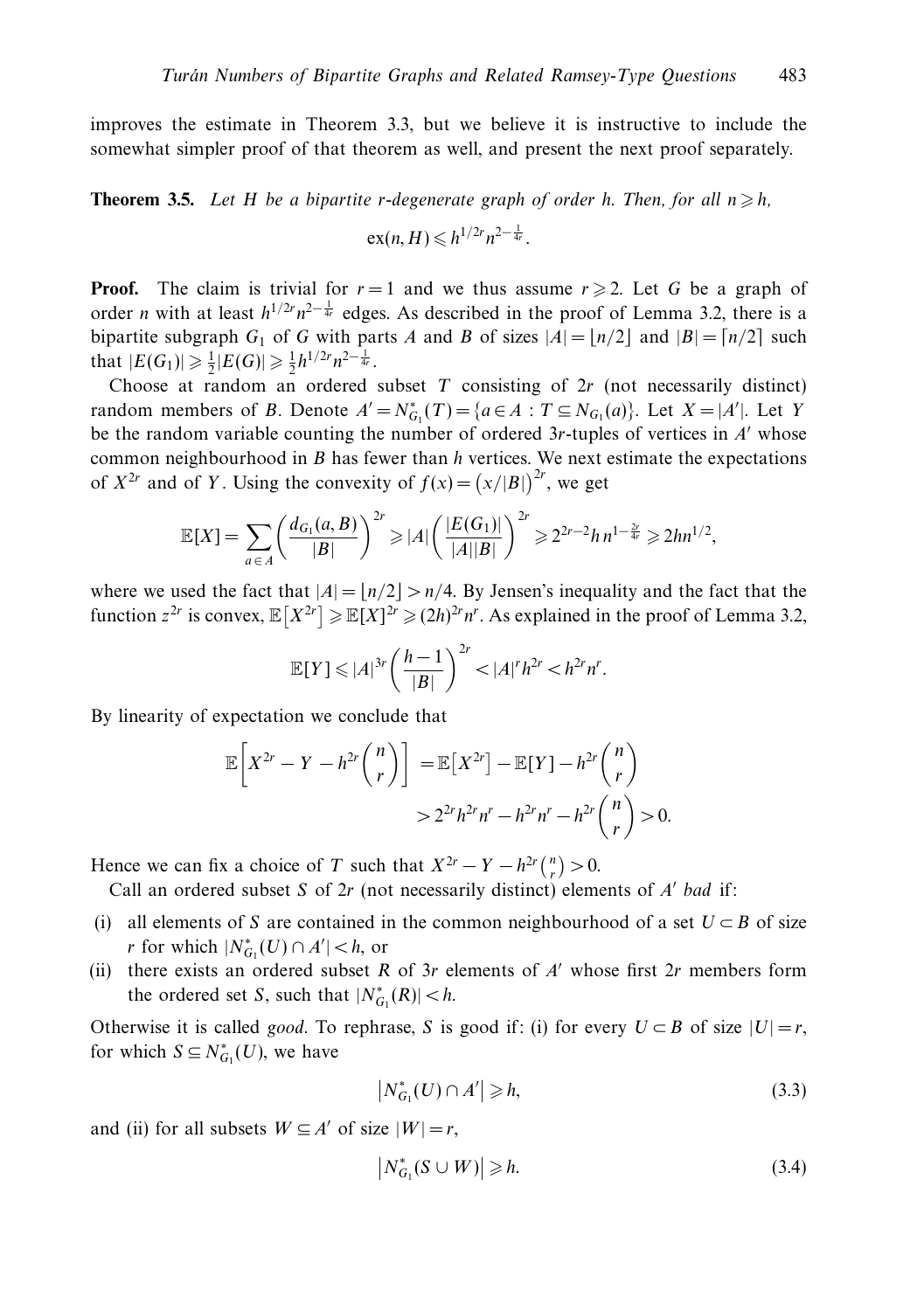improves the estimate in Theorem 3.3, but we believe it is instructive to include the somewhat simpler proof of that theorem as well, and present the next proof separately.

**Theorem 3.5.** *Let $H$ be a bipartite $r$-degenerate graph of order $h$. Then, for all $n \geqslant h$,*

$$\mathrm{ex}(n, H) \leqslant h^{1/2r} n^{2-\frac{1}{4r}}.$$

**Proof.** The claim is trivial for $r = 1$ and we thus assume $r \geqslant 2$. Let $G$ be a graph of order $n$ with at least $h^{1/2r} n^{2-\frac{1}{4r}}$ edges. As described in the proof of Lemma 3.2, there is a bipartite subgraph $G_1$ of $G$ with parts $A$ and $B$ of sizes $|A| = \lfloor n/2 \rfloor$ and $|B| = \lceil n/2 \rceil$ such that $|E(G_1)| \geqslant \frac{1}{2}|E(G)| \geqslant \frac{1}{2} h^{1/2r} n^{2-\frac{1}{4r}}$.

Choose at random an ordered subset $T$ consisting of $2r$ (not necessarily distinct) random members of $B$. Denote $A' = N^*_{G_1}(T) = \{a \in A : T \subseteq N_{G_1}(a)\}$. Let $X = |A'|$. Let $Y$ be the random variable counting the number of ordered $3r$-tuples of vertices in $A'$ whose common neighbourhood in $B$ has fewer than $h$ vertices. We next estimate the expectations of $X^{2r}$ and of $Y$. Using the convexity of $f(x) = (x/|B|)^{2r}$, we get

$$\mathbb{E}[X] = \sum_{a \in A} \left( \frac{d_{G_1}(a, B)}{|B|} \right)^{2r} \geqslant |A| \left( \frac{|E(G_1)|}{|A||B|} \right)^{2r} \geqslant 2^{2r-2} h\, n^{1-\frac{2r}{4r}} \geqslant 2hn^{1/2},$$

where we used the fact that $|A| = \lfloor n/2 \rfloor > n/4$. By Jensen's inequality and the fact that the function $z^{2r}$ is convex, $\mathbb{E}\left[X^{2r}\right] \geqslant \mathbb{E}[X]^{2r} \geqslant (2h)^{2r} n^r$. As explained in the proof of Lemma 3.2,

$$\mathbb{E}[Y] \leqslant |A|^{3r} \left( \frac{h-1}{|B|} \right)^{2r} < |A|^r h^{2r} < h^{2r} n^r.$$

By linearity of expectation we conclude that

$$\begin{aligned}
\mathbb{E}\left[ X^{2r} - Y - h^{2r} \binom{n}{r} \right] &= \mathbb{E}\left[X^{2r}\right] - \mathbb{E}[Y] - h^{2r} \binom{n}{r} \\
&> 2^{2r} h^{2r} n^r - h^{2r} n^r - h^{2r} \binom{n}{r} > 0.
\end{aligned}$$

Hence we can fix a choice of $T$ such that $X^{2r} - Y - h^{2r}\binom{n}{r} > 0$.

Call an ordered subset $S$ of $2r$ (not necessarily distinct) elements of $A'$ *bad* if:

- (i) all elements of $S$ are contained in the common neighbourhood of a set $U \subset B$ of size $r$ for which $|N^*_{G_1}(U) \cap A'| < h$, or
- (ii) there exists an ordered subset $R$ of $3r$ elements of $A'$ whose first $2r$ members form the ordered set $S$, such that $|N^*_{G_1}(R)| < h$.

Otherwise it is called *good*. To rephrase, $S$ is good if: (i) for every $U \subset B$ of size $|U| = r$, for which $S \subseteq N^*_{G_1}(U)$, we have

$$\left|N^*_{G_1}(U) \cap A'\right| \geqslant h, \tag{3.3}$$

and (ii) for all subsets $W \subseteq A'$ of size $|W| = r$,

$$\left|N^*_{G_1}(S \cup W)\right| \geqslant h. \tag{3.4}$$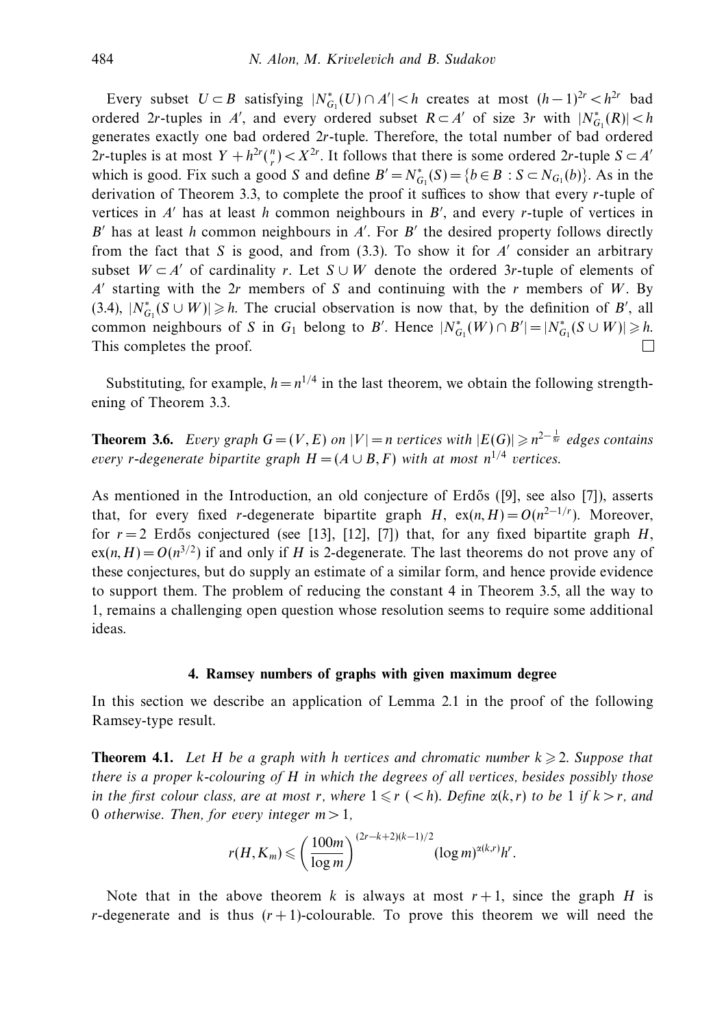Every subset $U \subset B$ satisfying $|N^*_{G_1}(U) \cap A'| < h$ creates at most $(h-1)^{2r} < h^{2r}$ bad ordered $2r$-tuples in $A'$, and every ordered subset $R \subset A'$ of size $3r$ with $|N^*_{G_1}(R)| < h$ generates exactly one bad ordered $2r$-tuple. Therefore, the total number of bad ordered $2r$-tuples is at most $Y + h^{2r}\binom{n}{r} < X^{2r}$. It follows that there is some ordered $2r$-tuple $S \subset A'$ which is good. Fix such a good $S$ and define $B' = N^*_{G_1}(S) = \{b \in B : S \subset N_{G_1}(b)\}$. As in the derivation of Theorem 3.3, to complete the proof it suffices to show that every $r$-tuple of vertices in $A'$ has at least $h$ common neighbours in $B'$, and every $r$-tuple of vertices in $B'$ has at least $h$ common neighbours in $A'$. For $B'$ the desired property follows directly from the fact that $S$ is good, and from (3.3). To show it for $A'$ consider an arbitrary subset $W \subset A'$ of cardinality $r$. Let $S \cup W$ denote the ordered $3r$-tuple of elements of $A'$ starting with the $2r$ members of $S$ and continuing with the $r$ members of $W$. By (3.4), $|N^*_{G_1}(S \cup W)| \geqslant h$. The crucial observation is now that, by the definition of $B'$, all common neighbours of $S$ in $G_1$ belong to $B'$. Hence $|N^*_{G_1}(W) \cap B'| = |N^*_{G_1}(S \cup W)| \geqslant h$. This completes the proof. □

Substituting, for example, $h = n^{1/4}$ in the last theorem, we obtain the following strengthening of Theorem 3.3.

**Theorem 3.6.** *Every graph $G = (V, E)$ on $|V| = n$ vertices with $|E(G)| \geqslant n^{2-\frac{1}{8r}}$ edges contains every $r$-degenerate bipartite graph $H = (A \cup B, F)$ with at most $n^{1/4}$ vertices.*

As mentioned in the Introduction, an old conjecture of Erdős ([9], see also [7]), asserts that, for every fixed $r$-degenerate bipartite graph $H$, $\text{ex}(n, H) = O(n^{2-1/r})$. Moreover, for $r = 2$ Erdős conjectured (see [13], [12], [7]) that, for any fixed bipartite graph $H$, $\text{ex}(n, H) = O(n^{3/2})$ if and only if $H$ is 2-degenerate. The last theorems do not prove any of these conjectures, but do supply an estimate of a similar form, and hence provide evidence to support them. The problem of reducing the constant 4 in Theorem 3.5, all the way to 1, remains a challenging open question whose resolution seems to require some additional ideas.

## 4. Ramsey numbers of graphs with given maximum degree

In this section we describe an application of Lemma 2.1 in the proof of the following Ramsey-type result.

**Theorem 4.1.** *Let $H$ be a graph with $h$ vertices and chromatic number $k \geqslant 2$. Suppose that there is a proper $k$-colouring of $H$ in which the degrees of all vertices, besides possibly those in the first colour class, are at most $r$, where $1 \leqslant r\ (< h)$. Define $\alpha(k, r)$ to be 1 if $k > r$, and 0 otherwise. Then, for every integer $m > 1$,*

$$r(H, K_m) \leqslant \left(\frac{100m}{\log m}\right)^{(2r-k+2)(k-1)/2} (\log m)^{\alpha(k,r)} h^r.$$

Note that in the above theorem $k$ is always at most $r+1$, since the graph $H$ is $r$-degenerate and is thus $(r+1)$-colourable. To prove this theorem we will need the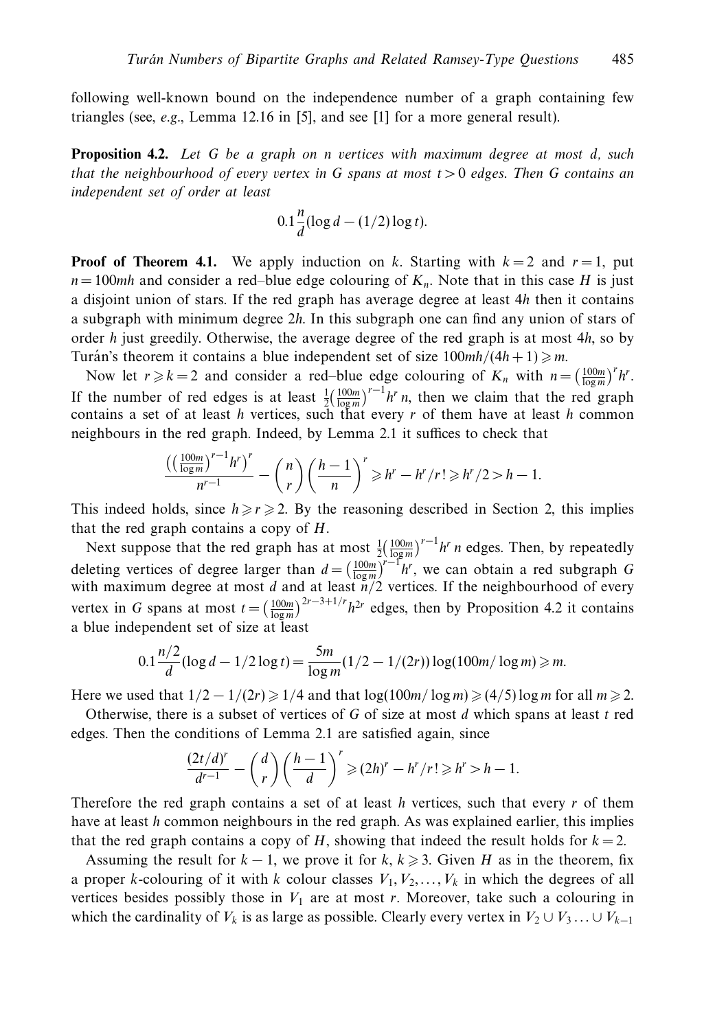following well-known bound on the independence number of a graph containing few triangles (see, *e.g.*, Lemma 12.16 in [5], and see [1] for a more general result).

**Proposition 4.2.** *Let $G$ be a graph on $n$ vertices with maximum degree at most $d$, such that the neighbourhood of every vertex in $G$ spans at most $t > 0$ edges. Then $G$ contains an independent set of order at least*

$$0.1\frac{n}{d}(\log d - (1/2)\log t).$$

**Proof of Theorem 4.1.** We apply induction on $k$. Starting with $k = 2$ and $r = 1$, put $n = 100mh$ and consider a red–blue edge colouring of $K_n$. Note that in this case $H$ is just a disjoint union of stars. If the red graph has average degree at least $4h$ then it contains a subgraph with minimum degree $2h$. In this subgraph one can find any union of stars of order $h$ just greedily. Otherwise, the average degree of the red graph is at most $4h$, so by Turán's theorem it contains a blue independent set of size $100mh/(4h+1) \geqslant m$.

Now let $r \geqslant k = 2$ and consider a red–blue edge colouring of $K_n$ with $n = \left(\frac{100m}{\log m}\right)^r h^r$. If the number of red edges is at least $\frac{1}{2}\left(\frac{100m}{\log m}\right)^{r-1} h^r n$, then we claim that the red graph contains a set of at least $h$ vertices, such that every $r$ of them have at least $h$ common neighbours in the red graph. Indeed, by Lemma 2.1 it suffices to check that

$$\frac{\left(\left(\frac{100m}{\log m}\right)^{r-1} h^r\right)^r}{n^{r-1}} - \binom{n}{r}\left(\frac{h-1}{n}\right)^r \geqslant h^r - h^r/r! \geqslant h^r/2 > h-1.$$

This indeed holds, since $h \geqslant r \geqslant 2$. By the reasoning described in Section 2, this implies that the red graph contains a copy of $H$.

Next suppose that the red graph has at most $\frac{1}{2}\left(\frac{100m}{\log m}\right)^{r-1} h^r n$ edges. Then, by repeatedly deleting vertices of degree larger than $d = \left(\frac{100m}{\log m}\right)^{r-1} h^r$, we can obtain a red subgraph $G$ with maximum degree at most $d$ and at least $n/2$ vertices. If the neighbourhood of every vertex in $G$ spans at most $t = \left(\frac{100m}{\log m}\right)^{2r-3+1/r} h^{2r}$ edges, then by Proposition 4.2 it contains a blue independent set of size at least

$$0.1\frac{n/2}{d}(\log d - 1/2\log t) = \frac{5m}{\log m}(1/2 - 1/(2r))\log(100m/\log m) \geqslant m.$$

Here we used that $1/2 - 1/(2r) \geqslant 1/4$ and that $\log(100m/\log m) \geqslant (4/5)\log m$ for all $m \geqslant 2$.

Otherwise, there is a subset of vertices of $G$ of size at most $d$ which spans at least $t$ red edges. Then the conditions of Lemma 2.1 are satisfied again, since

$$\frac{(2t/d)^r}{d^{r-1}} - \binom{d}{r}\left(\frac{h-1}{d}\right)^r \geqslant (2h)^r - h^r/r! \geqslant h^r > h-1.$$

Therefore the red graph contains a set of at least $h$ vertices, such that every $r$ of them have at least $h$ common neighbours in the red graph. As was explained earlier, this implies that the red graph contains a copy of $H$, showing that indeed the result holds for $k = 2$.

Assuming the result for $k-1$, we prove it for $k$, $k \geqslant 3$. Given $H$ as in the theorem, fix a proper $k$-colouring of it with $k$ colour classes $V_1, V_2, \ldots, V_k$ in which the degrees of all vertices besides possibly those in $V_1$ are at most $r$. Moreover, take such a colouring in which the cardinality of $V_k$ is as large as possible. Clearly every vertex in $V_2 \cup V_3 \ldots \cup V_{k-1}$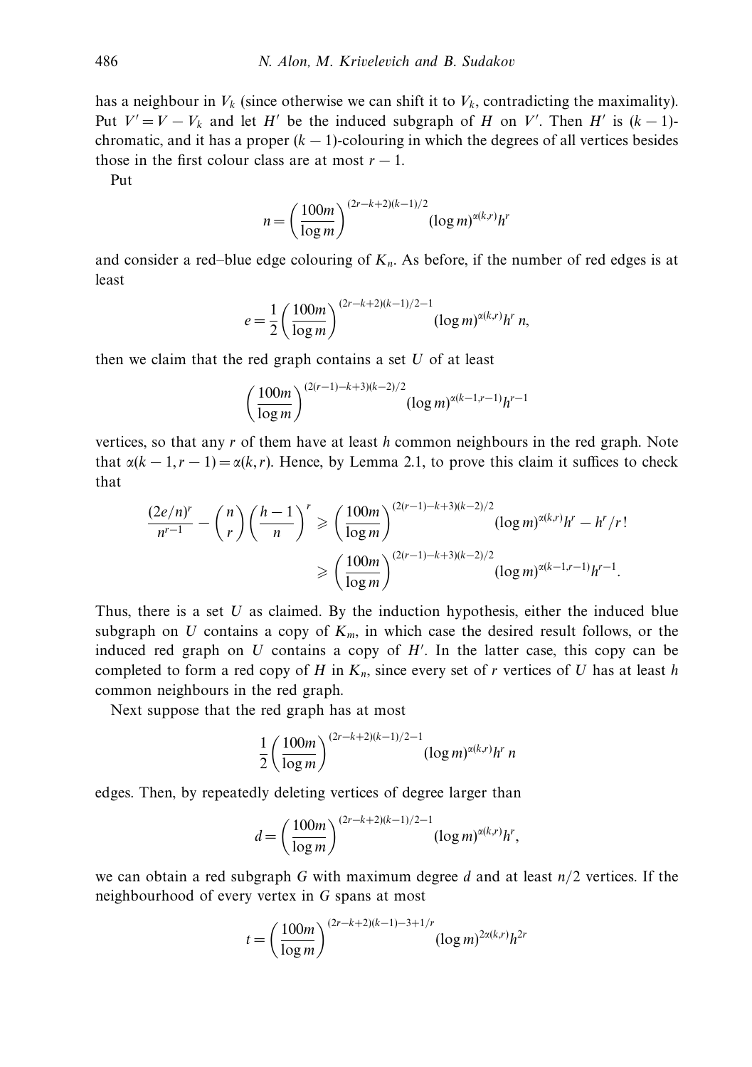has a neighbour in $V_k$ (since otherwise we can shift it to $V_k$, contradicting the maximality). Put $V' = V - V_k$ and let $H'$ be the induced subgraph of $H$ on $V'$. Then $H'$ is $(k-1)$-chromatic, and it has a proper $(k-1)$-colouring in which the degrees of all vertices besides those in the first colour class are at most $r-1$.

Put

$$n = \left(\frac{100m}{\log m}\right)^{(2r-k+2)(k-1)/2} (\log m)^{\alpha(k,r)} h^r$$

and consider a red–blue edge colouring of $K_n$. As before, if the number of red edges is at least

$$e = \frac{1}{2}\left(\frac{100m}{\log m}\right)^{(2r-k+2)(k-1)/2-1} (\log m)^{\alpha(k,r)} h^r\, n,$$

then we claim that the red graph contains a set $U$ of at least

$$\left(\frac{100m}{\log m}\right)^{(2(r-1)-k+3)(k-2)/2} (\log m)^{\alpha(k-1,r-1)} h^{r-1}$$

vertices, so that any $r$ of them have at least $h$ common neighbours in the red graph. Note that $\alpha(k-1, r-1) = \alpha(k, r)$. Hence, by Lemma 2.1, to prove this claim it suffices to check that

$$\begin{aligned}
\frac{(2e/n)^r}{n^{r-1}} - \binom{n}{r}\left(\frac{h-1}{n}\right)^r &\geqslant \left(\frac{100m}{\log m}\right)^{(2(r-1)-k+3)(k-2)/2} (\log m)^{\alpha(k,r)} h^r - h^r/r! \\
&\geqslant \left(\frac{100m}{\log m}\right)^{(2(r-1)-k+3)(k-2)/2} (\log m)^{\alpha(k-1,r-1)} h^{r-1}.
\end{aligned}$$

Thus, there is a set $U$ as claimed. By the induction hypothesis, either the induced blue subgraph on $U$ contains a copy of $K_m$, in which case the desired result follows, or the induced red graph on $U$ contains a copy of $H'$. In the latter case, this copy can be completed to form a red copy of $H$ in $K_n$, since every set of $r$ vertices of $U$ has at least $h$ common neighbours in the red graph.

Next suppose that the red graph has at most

$$\frac{1}{2}\left(\frac{100m}{\log m}\right)^{(2r-k+2)(k-1)/2-1} (\log m)^{\alpha(k,r)} h^r\, n$$

edges. Then, by repeatedly deleting vertices of degree larger than

$$d = \left(\frac{100m}{\log m}\right)^{(2r-k+2)(k-1)/2-1} (\log m)^{\alpha(k,r)} h^r,$$

we can obtain a red subgraph $G$ with maximum degree $d$ and at least $n/2$ vertices. If the neighbourhood of every vertex in $G$ spans at most

$$t = \left(\frac{100m}{\log m}\right)^{(2r-k+2)(k-1)-3+1/r} (\log m)^{2\alpha(k,r)} h^{2r}$$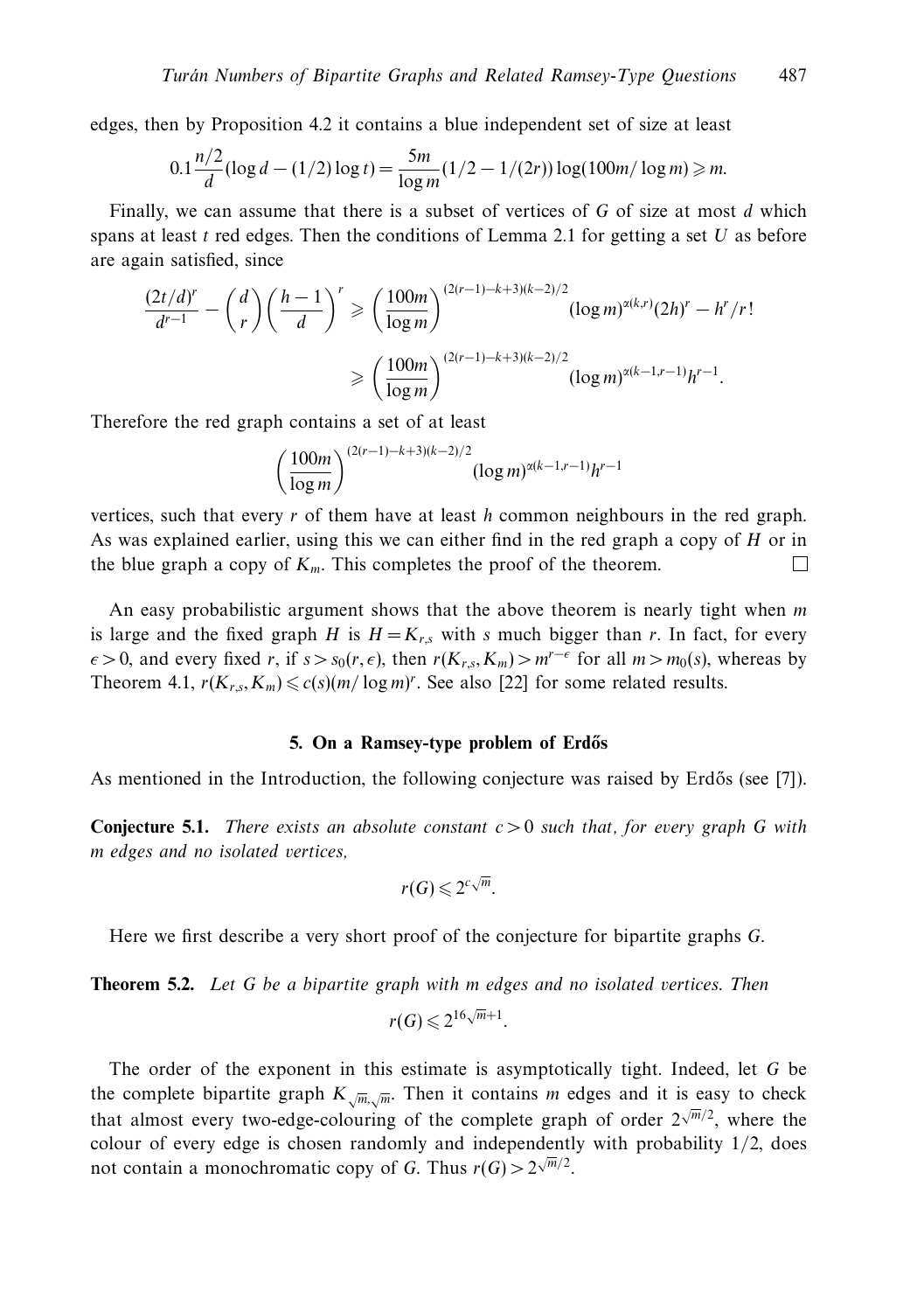edges, then by Proposition 4.2 it contains a blue independent set of size at least

$$0.1\frac{n/2}{d}(\log d - (1/2)\log t) = \frac{5m}{\log m}(1/2 - 1/(2r))\log(100m/\log m) \geqslant m.$$

Finally, we can assume that there is a subset of vertices of $G$ of size at most $d$ which spans at least $t$ red edges. Then the conditions of Lemma 2.1 for getting a set $U$ as before are again satisfied, since

$$\begin{aligned}\frac{(2t/d)^r}{d^{r-1}} - \binom{d}{r}\left(\frac{h-1}{d}\right)^r &\geqslant \left(\frac{100m}{\log m}\right)^{(2(r-1)-k+3)(k-2)/2}(\log m)^{\alpha(k,r)}(2h)^r - h^r/r!\\ &\geqslant \left(\frac{100m}{\log m}\right)^{(2(r-1)-k+3)(k-2)/2}(\log m)^{\alpha(k-1,r-1)}h^{r-1}.\end{aligned}$$

Therefore the red graph contains a set of at least

$$\left(\frac{100m}{\log m}\right)^{(2(r-1)-k+3)(k-2)/2}(\log m)^{\alpha(k-1,r-1)}h^{r-1}$$

vertices, such that every $r$ of them have at least $h$ common neighbours in the red graph. As was explained earlier, using this we can either find in the red graph a copy of $H$ or in the blue graph a copy of $K_m$. This completes the proof of the theorem. $\square$

An easy probabilistic argument shows that the above theorem is nearly tight when $m$ is large and the fixed graph $H$ is $H = K_{r,s}$ with $s$ much bigger than $r$. In fact, for every $\epsilon > 0$, and every fixed $r$, if $s > s_0(r,\epsilon)$, then $r(K_{r,s}, K_m) > m^{r-\epsilon}$ for all $m > m_0(s)$, whereas by Theorem 4.1, $r(K_{r,s}, K_m) \leqslant c(s)(m/\log m)^r$. See also [22] for some related results.

## 5. On a Ramsey-type problem of Erdős

As mentioned in the Introduction, the following conjecture was raised by Erdős (see [7]).

**Conjecture 5.1.** *There exists an absolute constant $c > 0$ such that, for every graph $G$ with $m$ edges and no isolated vertices,*

$$r(G) \leqslant 2^{c\sqrt{m}}.$$

Here we first describe a very short proof of the conjecture for bipartite graphs $G$.

**Theorem 5.2.** *Let $G$ be a bipartite graph with $m$ edges and no isolated vertices. Then*

$$r(G) \leqslant 2^{16\sqrt{m}+1}.$$

The order of the exponent in this estimate is asymptotically tight. Indeed, let $G$ be the complete bipartite graph $K_{\sqrt{m},\sqrt{m}}$. Then it contains $m$ edges and it is easy to check that almost every two-edge-colouring of the complete graph of order $2^{\sqrt{m}/2}$, where the colour of every edge is chosen randomly and independently with probability $1/2$, does not contain a monochromatic copy of $G$. Thus $r(G) > 2^{\sqrt{m}/2}$.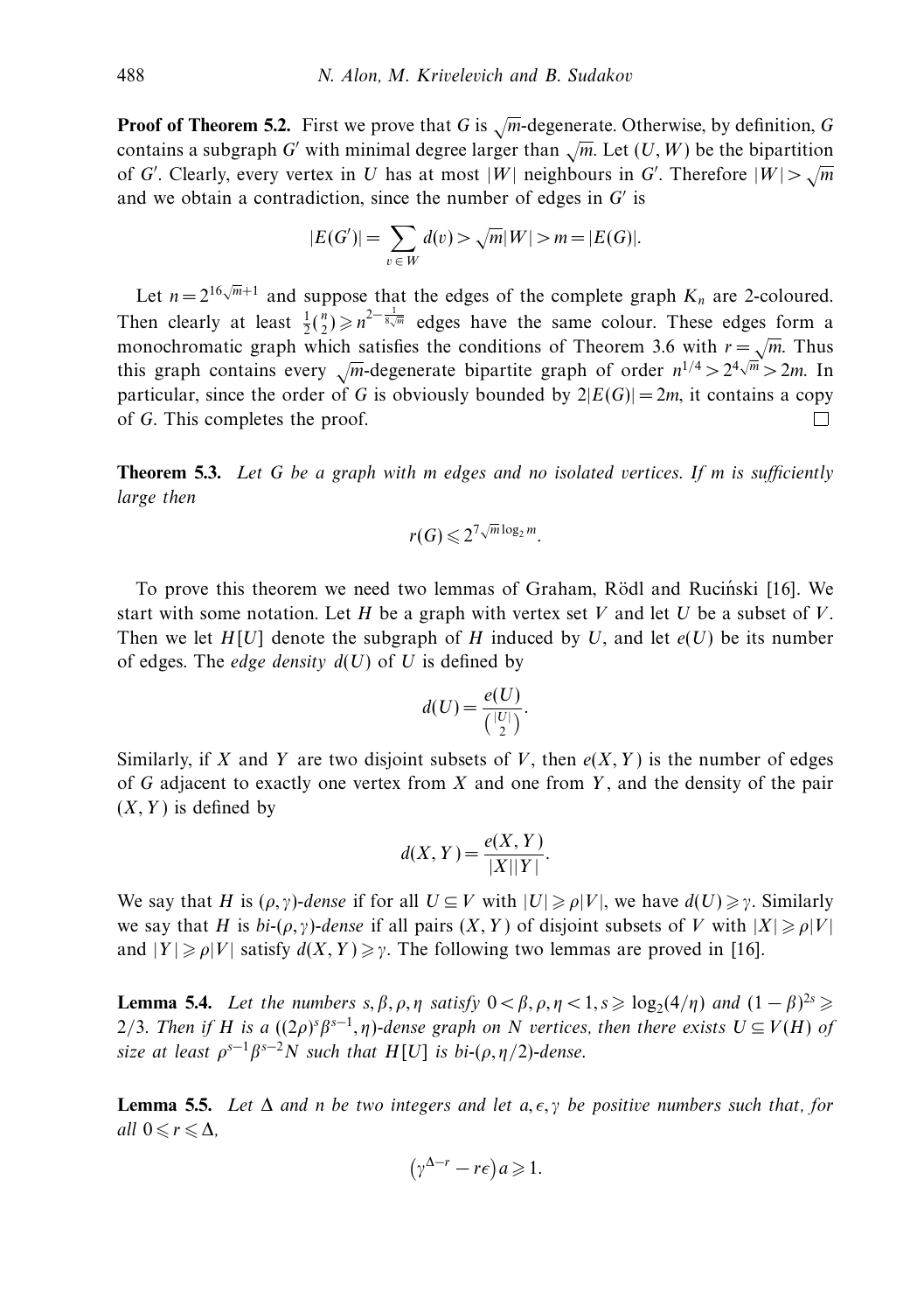**Proof of Theorem 5.2.** First we prove that $G$ is $\sqrt{m}$-degenerate. Otherwise, by definition, $G$ contains a subgraph $G'$ with minimal degree larger than $\sqrt{m}$. Let $(U, W)$ be the bipartition of $G'$. Clearly, every vertex in $U$ has at most $|W|$ neighbours in $G'$. Therefore $|W| > \sqrt{m}$ and we obtain a contradiction, since the number of edges in $G'$ is

$$|E(G')| = \sum_{v \in W} d(v) > \sqrt{m}|W| > m = |E(G)|.$$

Let $n = 2^{16\sqrt{m}+1}$ and suppose that the edges of the complete graph $K_n$ are 2-coloured. Then clearly at least $\frac{1}{2}\binom{n}{2} \geqslant n^{2-\frac{1}{8\sqrt{m}}}$ edges have the same colour. These edges form a monochromatic graph which satisfies the conditions of Theorem 3.6 with $r = \sqrt{m}$. Thus this graph contains every $\sqrt{m}$-degenerate bipartite graph of order $n^{1/4} > 2^{4\sqrt{m}} > 2m$. In particular, since the order of $G$ is obviously bounded by $2|E(G)| = 2m$, it contains a copy of $G$. This completes the proof. $\square$

**Theorem 5.3.** *Let $G$ be a graph with $m$ edges and no isolated vertices. If $m$ is sufficiently large then*

$$r(G) \leqslant 2^{7\sqrt{m}\log_2 m}.$$

To prove this theorem we need two lemmas of Graham, Rödl and Ruciński [16]. We start with some notation. Let $H$ be a graph with vertex set $V$ and let $U$ be a subset of $V$. Then we let $H[U]$ denote the subgraph of $H$ induced by $U$, and let $e(U)$ be its number of edges. The *edge density* $d(U)$ of $U$ is defined by

$$d(U) = \frac{e(U)}{\binom{|U|}{2}}.$$

Similarly, if $X$ and $Y$ are two disjoint subsets of $V$, then $e(X, Y)$ is the number of edges of $G$ adjacent to exactly one vertex from $X$ and one from $Y$, and the density of the pair $(X, Y)$ is defined by

$$d(X, Y) = \frac{e(X, Y)}{|X||Y|}.$$

We say that $H$ is *$(\rho, \gamma)$-dense* if for all $U \subseteq V$ with $|U| \geqslant \rho|V|$, we have $d(U) \geqslant \gamma$. Similarly we say that $H$ is *bi-$(\rho, \gamma)$-dense* if all pairs $(X, Y)$ of disjoint subsets of $V$ with $|X| \geqslant \rho|V|$ and $|Y| \geqslant \rho|V|$ satisfy $d(X, Y) \geqslant \gamma$. The following two lemmas are proved in [16].

**Lemma 5.4.** *Let the numbers $s, \beta, \rho, \eta$ satisfy $0 < \beta, \rho, \eta < 1, s \geqslant \log_2(4/\eta)$ and $(1-\beta)^{2s} \geqslant 2/3$. Then if $H$ is a $((2\rho)^s\beta^{s-1}, \eta)$-dense graph on $N$ vertices, then there exists $U \subseteq V(H)$ of size at least $\rho^{s-1}\beta^{s-2}N$ such that $H[U]$ is bi-$(\rho, \eta/2)$-dense.*

**Lemma 5.5.** *Let $\Delta$ and $n$ be two integers and let $a, \epsilon, \gamma$ be positive numbers such that, for all $0 \leqslant r \leqslant \Delta$,*

$$\left(\gamma^{\Delta - r} - r\epsilon\right)a \geqslant 1.$$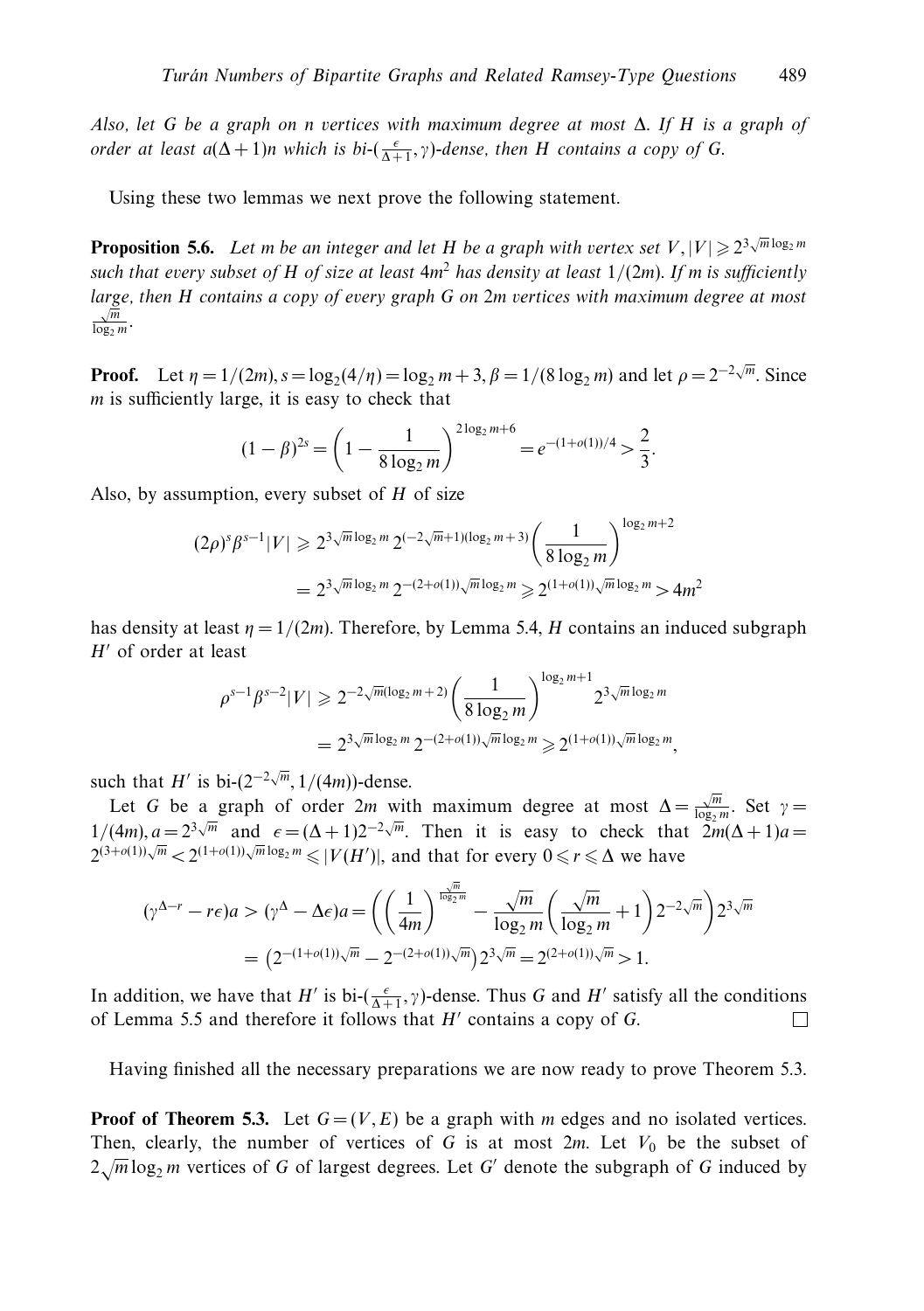*Also, let $G$ be a graph on $n$ vertices with maximum degree at most $\Delta$. If $H$ is a graph of order at least $a(\Delta+1)n$ which is bi-$(\frac{\epsilon}{\Delta+1}, \gamma)$-dense, then $H$ contains a copy of $G$.*

Using these two lemmas we next prove the following statement.

**Proposition 5.6.** *Let $m$ be an integer and let $H$ be a graph with vertex set $V, |V| \geqslant 2^{3\sqrt{m}\log_2 m}$ such that every subset of $H$ of size at least $4m^2$ has density at least $1/(2m)$. If $m$ is sufficiently large, then $H$ contains a copy of every graph $G$ on $2m$ vertices with maximum degree at most $\frac{\sqrt{m}}{\log_2 m}$.*

**Proof.** Let $\eta = 1/(2m), s = \log_2(4/\eta) = \log_2 m + 3, \beta = 1/(8\log_2 m)$ and let $\rho = 2^{-2\sqrt{m}}$. Since $m$ is sufficiently large, it is easy to check that

$$(1-\beta)^{2s} = \left(1 - \frac{1}{8\log_2 m}\right)^{2\log_2 m + 6} = e^{-(1+o(1))/4} > \frac{2}{3}.$$

Also, by assumption, every subset of $H$ of size

$$(2\rho)^s \beta^{s-1}|V| \geqslant 2^{3\sqrt{m}\log_2 m} 2^{(-2\sqrt{m}+1)(\log_2 m+3)} \left(\frac{1}{8\log_2 m}\right)^{\log_2 m+2}$$
$$= 2^{3\sqrt{m}\log_2 m} 2^{-(2+o(1))\sqrt{m}\log_2 m} \geqslant 2^{(1+o(1))\sqrt{m}\log_2 m} > 4m^2$$

has density at least $\eta = 1/(2m)$. Therefore, by Lemma 5.4, $H$ contains an induced subgraph $H'$ of order at least

$$\rho^{s-1}\beta^{s-2}|V| \geqslant 2^{-2\sqrt{m}(\log_2 m+2)} \left(\frac{1}{8\log_2 m}\right)^{\log_2 m+1} 2^{3\sqrt{m}\log_2 m}$$
$$= 2^{3\sqrt{m}\log_2 m} 2^{-(2+o(1))\sqrt{m}\log_2 m} \geqslant 2^{(1+o(1))\sqrt{m}\log_2 m},$$

such that $H'$ is bi-$(2^{-2\sqrt{m}}, 1/(4m))$-dense.

Let $G$ be a graph of order $2m$ with maximum degree at most $\Delta = \frac{\sqrt{m}}{\log_2 m}$. Set $\gamma = 1/(4m), a = 2^{3\sqrt{m}}$ and $\epsilon = (\Delta+1)2^{-2\sqrt{m}}$. Then it is easy to check that $2m(\Delta+1)a = 2^{(3+o(1))\sqrt{m}} < 2^{(1+o(1))\sqrt{m}\log_2 m} \leqslant |V(H')|$, and that for every $0 \leqslant r \leqslant \Delta$ we have

$$(\gamma^{\Delta-r} - r\epsilon)a > (\gamma^{\Delta} - \Delta\epsilon)a = \left(\left(\frac{1}{4m}\right)^{\frac{\sqrt{m}}{\log_2 m}} - \frac{\sqrt{m}}{\log_2 m}\left(\frac{\sqrt{m}}{\log_2 m}+1\right)2^{-2\sqrt{m}}\right)2^{3\sqrt{m}}$$
$$= \left(2^{-(1+o(1))\sqrt{m}} - 2^{-(2+o(1))\sqrt{m}}\right)2^{3\sqrt{m}} = 2^{(2+o(1))\sqrt{m}} > 1.$$

In addition, we have that $H'$ is bi-$(\frac{\epsilon}{\Delta+1}, \gamma)$-dense. Thus $G$ and $H'$ satisfy all the conditions of Lemma 5.5 and therefore it follows that $H'$ contains a copy of $G$. $\square$

Having finished all the necessary preparations we are now ready to prove Theorem 5.3.

**Proof of Theorem 5.3.** Let $G = (V, E)$ be a graph with $m$ edges and no isolated vertices. Then, clearly, the number of vertices of $G$ is at most $2m$. Let $V_0$ be the subset of $2\sqrt{m}\log_2 m$ vertices of $G$ of largest degrees. Let $G'$ denote the subgraph of $G$ induced by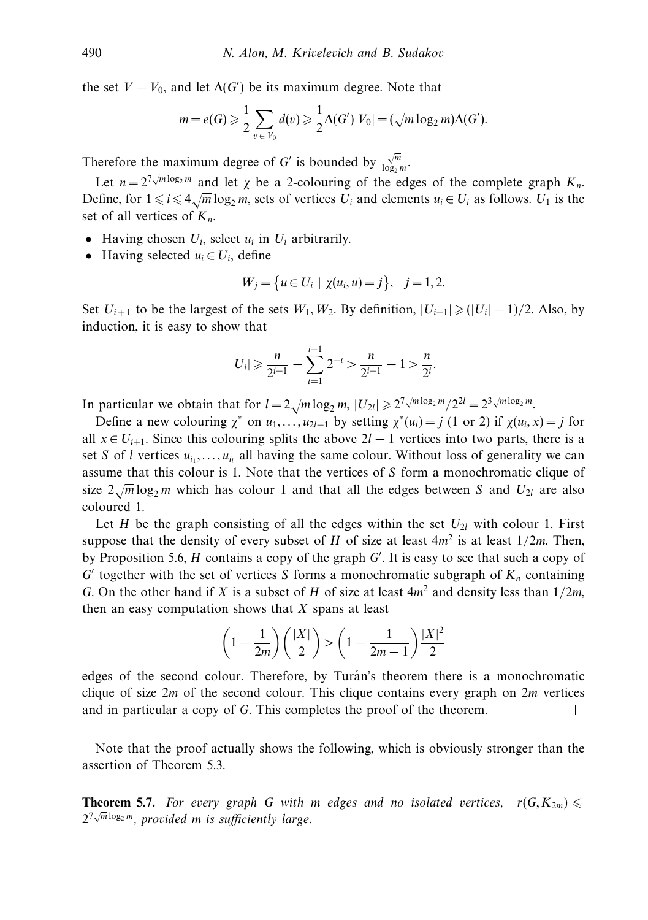the set $V - V_0$, and let $\Delta(G')$ be its maximum degree. Note that

$$m = e(G) \geqslant \frac{1}{2}\sum_{v \in V_0} d(v) \geqslant \frac{1}{2}\Delta(G')|V_0| = (\sqrt{m}\log_2 m)\Delta(G').$$

Therefore the maximum degree of $G'$ is bounded by $\frac{\sqrt{m}}{\log_2 m}$.

Let $n = 2^{7\sqrt{m}\log_2 m}$ and let $\chi$ be a 2-colouring of the edges of the complete graph $K_n$. Define, for $1 \leqslant i \leqslant 4\sqrt{m}\log_2 m$, sets of vertices $U_i$ and elements $u_i \in U_i$ as follows. $U_1$ is the set of all vertices of $K_n$.

- Having chosen $U_i$, select $u_i$ in $U_i$ arbitrarily.
- Having selected $u_i \in U_i$, define

$$W_j = \{u \in U_i \mid \chi(u_i, u) = j\}, \quad j = 1, 2.$$

Set $U_{i+1}$ to be the largest of the sets $W_1, W_2$. By definition, $|U_{i+1}| \geqslant (|U_i| - 1)/2$. Also, by induction, it is easy to show that

$$|U_i| \geqslant \frac{n}{2^{i-1}} - \sum_{t=1}^{i-1} 2^{-t} > \frac{n}{2^{i-1}} - 1 > \frac{n}{2^i}.$$

In particular we obtain that for $l = 2\sqrt{m}\log_2 m$, $|U_{2l}| \geqslant 2^{7\sqrt{m}\log_2 m}/2^{2l} = 2^{3\sqrt{m}\log_2 m}$.

Define a new colouring $\chi^*$ on $u_1, \ldots, u_{2l-1}$ by setting $\chi^*(u_i) = j$ (1 or 2) if $\chi(u_i, x) = j$ for all $x \in U_{i+1}$. Since this colouring splits the above $2l - 1$ vertices into two parts, there is a set $S$ of $l$ vertices $u_{i_1}, \ldots, u_{i_l}$ all having the same colour. Without loss of generality we can assume that this colour is 1. Note that the vertices of $S$ form a monochromatic clique of size $2\sqrt{m}\log_2 m$ which has colour 1 and that all the edges between $S$ and $U_{2l}$ are also coloured 1.

Let $H$ be the graph consisting of all the edges within the set $U_{2l}$ with colour 1. First suppose that the density of every subset of $H$ of size at least $4m^2$ is at least $1/2m$. Then, by Proposition 5.6, $H$ contains a copy of the graph $G'$. It is easy to see that such a copy of $G'$ together with the set of vertices $S$ forms a monochromatic subgraph of $K_n$ containing $G$. On the other hand if $X$ is a subset of $H$ of size at least $4m^2$ and density less than $1/2m$, then an easy computation shows that $X$ spans at least

$$\left(1 - \frac{1}{2m}\right)\binom{|X|}{2} > \left(1 - \frac{1}{2m-1}\right)\frac{|X|^2}{2}$$

edges of the second colour. Therefore, by Turán's theorem there is a monochromatic clique of size $2m$ of the second colour. This clique contains every graph on $2m$ vertices and in particular a copy of $G$. This completes the proof of the theorem. □

Note that the proof actually shows the following, which is obviously stronger than the assertion of Theorem 5.3.

**Theorem 5.7.** *For every graph $G$ with $m$ edges and no isolated vertices, $r(G, K_{2m}) \leqslant 2^{7\sqrt{m}\log_2 m}$, provided $m$ is sufficiently large.*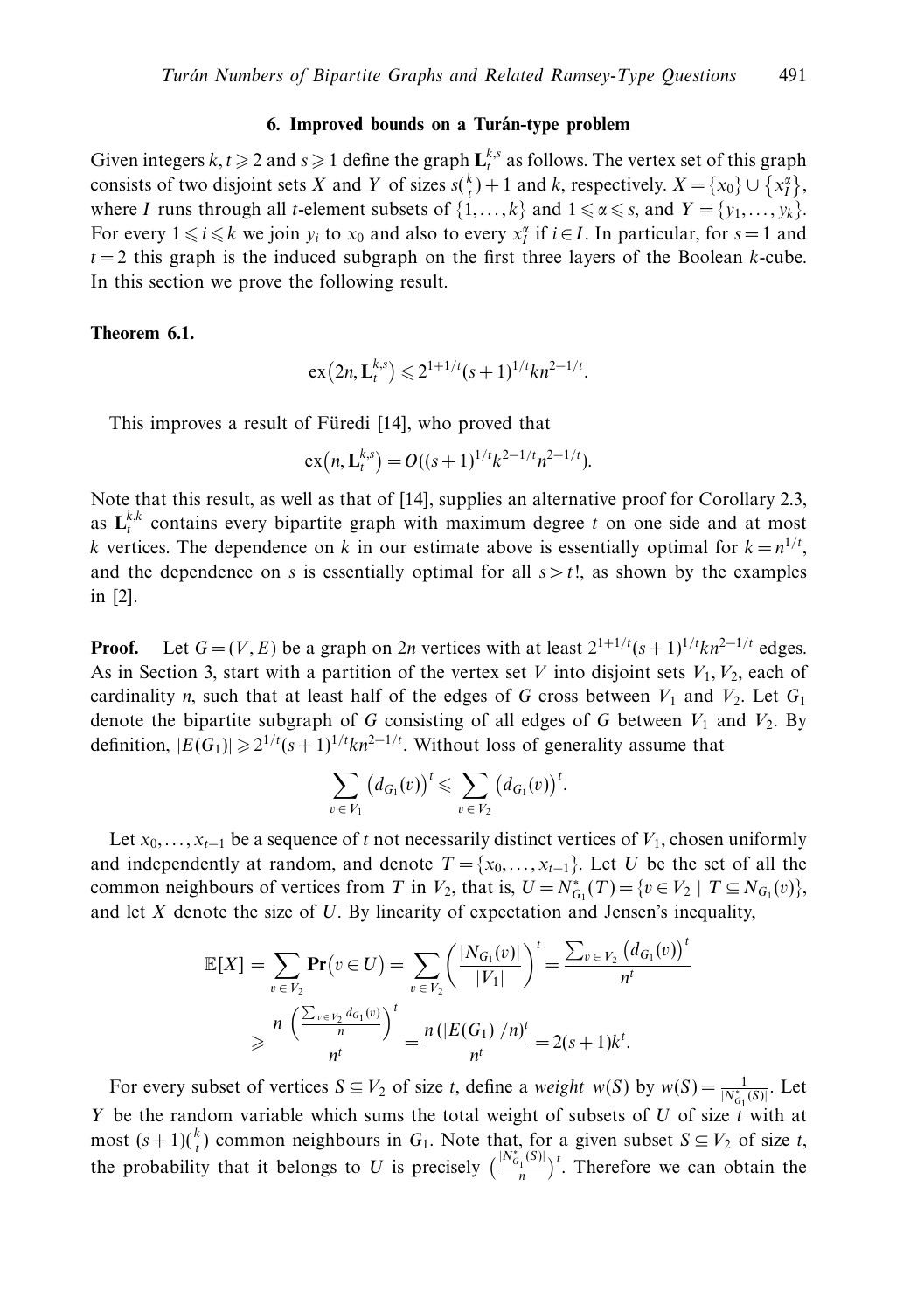## 6. Improved bounds on a Turán-type problem

Given integers $k, t \geqslant 2$ and $s \geqslant 1$ define the graph $\mathbf{L}_t^{k,s}$ as follows. The vertex set of this graph consists of two disjoint sets $X$ and $Y$ of sizes $s\binom{k}{t}+1$ and $k$, respectively. $X = \{x_0\} \cup \{x_I^\alpha\}$, where $I$ runs through all $t$-element subsets of $\{1, \ldots, k\}$ and $1 \leqslant \alpha \leqslant s$, and $Y = \{y_1, \ldots, y_k\}$. For every $1 \leqslant i \leqslant k$ we join $y_i$ to $x_0$ and also to every $x_I^\alpha$ if $i \in I$. In particular, for $s = 1$ and $t = 2$ this graph is the induced subgraph on the first three layers of the Boolean $k$-cube. In this section we prove the following result.

**Theorem 6.1.**

$$\mathrm{ex}\left(2n, \mathbf{L}_t^{k,s}\right) \leqslant 2^{1+1/t}(s+1)^{1/t} k n^{2-1/t}.$$

This improves a result of Füredi [14], who proved that

$$\mathrm{ex}\left(n, \mathbf{L}_t^{k,s}\right) = O((s+1)^{1/t} k^{2-1/t} n^{2-1/t}).$$

Note that this result, as well as that of [14], supplies an alternative proof for Corollary 2.3, as $\mathbf{L}_t^{k,k}$ contains every bipartite graph with maximum degree $t$ on one side and at most $k$ vertices. The dependence on $k$ in our estimate above is essentially optimal for $k = n^{1/t}$, and the dependence on $s$ is essentially optimal for all $s > t!$, as shown by the examples in [2].

**Proof.** Let $G = (V, E)$ be a graph on $2n$ vertices with at least $2^{1+1/t}(s+1)^{1/t} k n^{2-1/t}$ edges. As in Section 3, start with a partition of the vertex set $V$ into disjoint sets $V_1, V_2$, each of cardinality $n$, such that at least half of the edges of $G$ cross between $V_1$ and $V_2$. Let $G_1$ denote the bipartite subgraph of $G$ consisting of all edges of $G$ between $V_1$ and $V_2$. By definition, $|E(G_1)| \geqslant 2^{1/t}(s+1)^{1/t} k n^{2-1/t}$. Without loss of generality assume that

$$\sum_{v \in V_1} \left(d_{G_1}(v)\right)^t \leqslant \sum_{v \in V_2} \left(d_{G_1}(v)\right)^t.$$

Let $x_0, \ldots, x_{t-1}$ be a sequence of $t$ not necessarily distinct vertices of $V_1$, chosen uniformly and independently at random, and denote $T = \{x_0, \ldots, x_{t-1}\}$. Let $U$ be the set of all the common neighbours of vertices from $T$ in $V_2$, that is, $U = N^*_{G_1}(T) = \{v \in V_2 \mid T \subseteq N_{G_1}(v)\}$, and let $X$ denote the size of $U$. By linearity of expectation and Jensen's inequality,

$$\begin{aligned}
\mathbb{E}[X] &= \sum_{v \in V_2} \mathbf{Pr}\left(v \in U\right) = \sum_{v \in V_2} \left(\frac{|N_{G_1}(v)|}{|V_1|}\right)^t = \frac{\sum_{v \in V_2} \left(d_{G_1}(v)\right)^t}{n^t} \\
&\geqslant \frac{n\left(\frac{\sum_{v \in V_2} d_{G_1}(v)}{n}\right)^t}{n^t} = \frac{n\left(|E(G_1)|/n\right)^t}{n^t} = 2(s+1)k^t.
\end{aligned}$$

For every subset of vertices $S \subseteq V_2$ of size $t$, define a *weight* $w(S)$ by $w(S) = \frac{1}{|N^*_{G_1}(S)|}$. Let $Y$ be the random variable which sums the total weight of subsets of $U$ of size $t$ with at most $(s+1)\binom{k}{t}$ common neighbours in $G_1$. Note that, for a given subset $S \subseteq V_2$ of size $t$, the probability that it belongs to $U$ is precisely $\left(\frac{|N^*_{G_1}(S)|}{n}\right)^t$. Therefore we can obtain the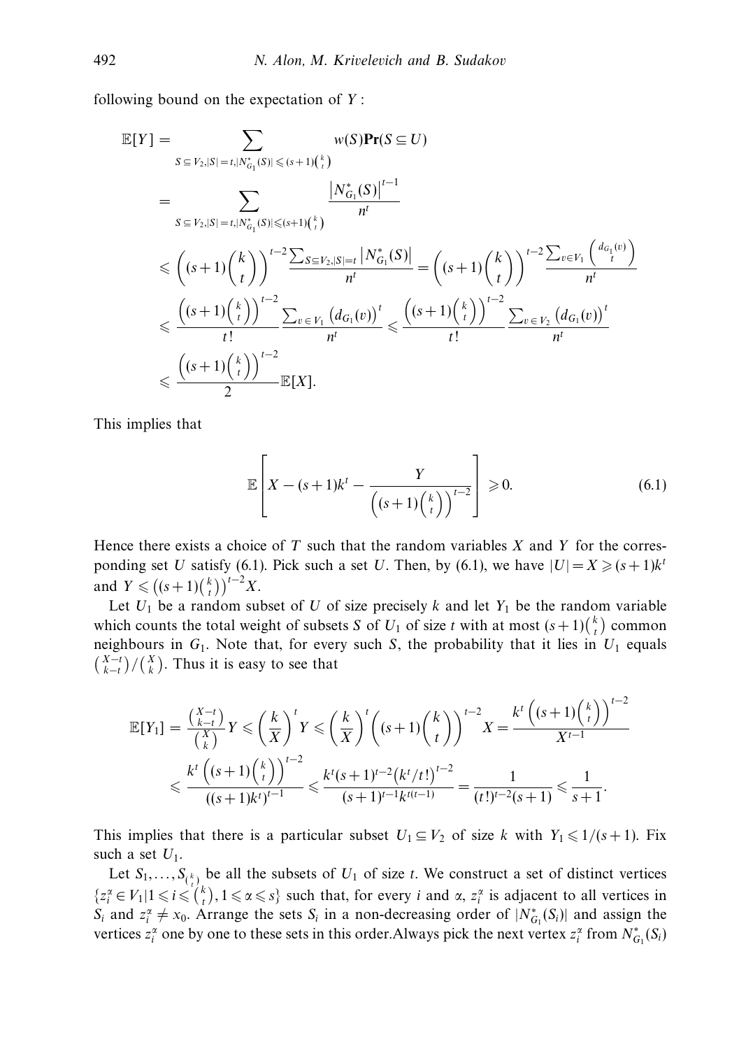following bound on the expectation of $Y$ :

$$
\begin{aligned}
\mathbb{E}[Y] &= \sum_{S \subseteq V_2, |S|=t, |N^*_{G_1}(S)| \leqslant (s+1)\binom{k}{t}} w(S)\mathbf{Pr}(S \subseteq U) \\
&= \sum_{S \subseteq V_2, |S|=t, |N^*_{G_1}(S)| \leqslant (s+1)\binom{k}{t}} \frac{\left|N^*_{G_1}(S)\right|^{t-1}}{n^t} \\
&\leqslant \left((s+1)\binom{k}{t}\right)^{t-2} \frac{\sum_{S \subseteq V_2, |S|=t} \left|N^*_{G_1}(S)\right|}{n^t} = \left((s+1)\binom{k}{t}\right)^{t-2} \frac{\sum_{v \in V_1} \binom{d_{G_1}(v)}{t}}{n^t} \\
&\leqslant \frac{\left((s+1)\binom{k}{t}\right)^{t-2}}{t!} \frac{\sum_{v \in V_1} \left(d_{G_1}(v)\right)^t}{n^t} \leqslant \frac{\left((s+1)\binom{k}{t}\right)^{t-2}}{t!} \frac{\sum_{v \in V_2} \left(d_{G_1}(v)\right)^t}{n^t} \\
&\leqslant \frac{\left((s+1)\binom{k}{t}\right)^{t-2}}{2} \mathbb{E}[X].
\end{aligned}
$$

This implies that

$$
\mathbb{E}\left[X - (s+1)k^t - \frac{Y}{\left((s+1)\binom{k}{t}\right)^{t-2}}\right] \geqslant 0. \tag{6.1}
$$

Hence there exists a choice of $T$ such that the random variables $X$ and $Y$ for the corresponding set $U$ satisfy (6.1). Pick such a set $U$. Then, by (6.1), we have $|U| = X \geqslant (s+1)k^t$ and $Y \leqslant \left((s+1)\binom{k}{t}\right)^{t-2} X$.

Let $U_1$ be a random subset of $U$ of size precisely $k$ and let $Y_1$ be the random variable which counts the total weight of subsets $S$ of $U_1$ of size $t$ with at most $(s+1)\binom{k}{t}$ common neighbours in $G_1$. Note that, for every such $S$, the probability that it lies in $U_1$ equals $\binom{X-t}{k-t}/\binom{X}{k}$. Thus it is easy to see that

$$
\begin{aligned}
\mathbb{E}[Y_1] &= \frac{\binom{X-t}{k-t}}{\binom{X}{k}} Y \leqslant \left(\frac{k}{X}\right)^t Y \leqslant \left(\frac{k}{X}\right)^t \left((s+1)\binom{k}{t}\right)^{t-2} X = \frac{k^t\left((s+1)\binom{k}{t}\right)^{t-2}}{X^{t-1}} \\
&\leqslant \frac{k^t\left((s+1)\binom{k}{t}\right)^{t-2}}{((s+1)k^t)^{t-1}} \leqslant \frac{k^t(s+1)^{t-2}\left(k^t/t!\right)^{t-2}}{(s+1)^{t-1}k^{t(t-1)}} = \frac{1}{(t!)^{t-2}(s+1)} \leqslant \frac{1}{s+1}.
\end{aligned}
$$

This implies that there is a particular subset $U_1 \subseteq V_2$ of size $k$ with $Y_1 \leqslant 1/(s+1)$. Fix such a set $U_1$.

Let $S_1, \dots, S_{\binom{k}{t}}$ be all the subsets of $U_1$ of size $t$. We construct a set of distinct vertices $\{z_i^\alpha \in V_1 | 1 \leqslant i \leqslant \binom{k}{t}, 1 \leqslant \alpha \leqslant s\}$ such that, for every $i$ and $\alpha$, $z_i^\alpha$ is adjacent to all vertices in $S_i$ and $z_i^\alpha \neq x_0$. Arrange the sets $S_i$ in a non-decreasing order of $|N^*_{G_1}(S_i)|$ and assign the vertices $z_i^\alpha$ one by one to these sets in this order.Always pick the next vertex $z_i^\alpha$ from $N^*_{G_1}(S_i)$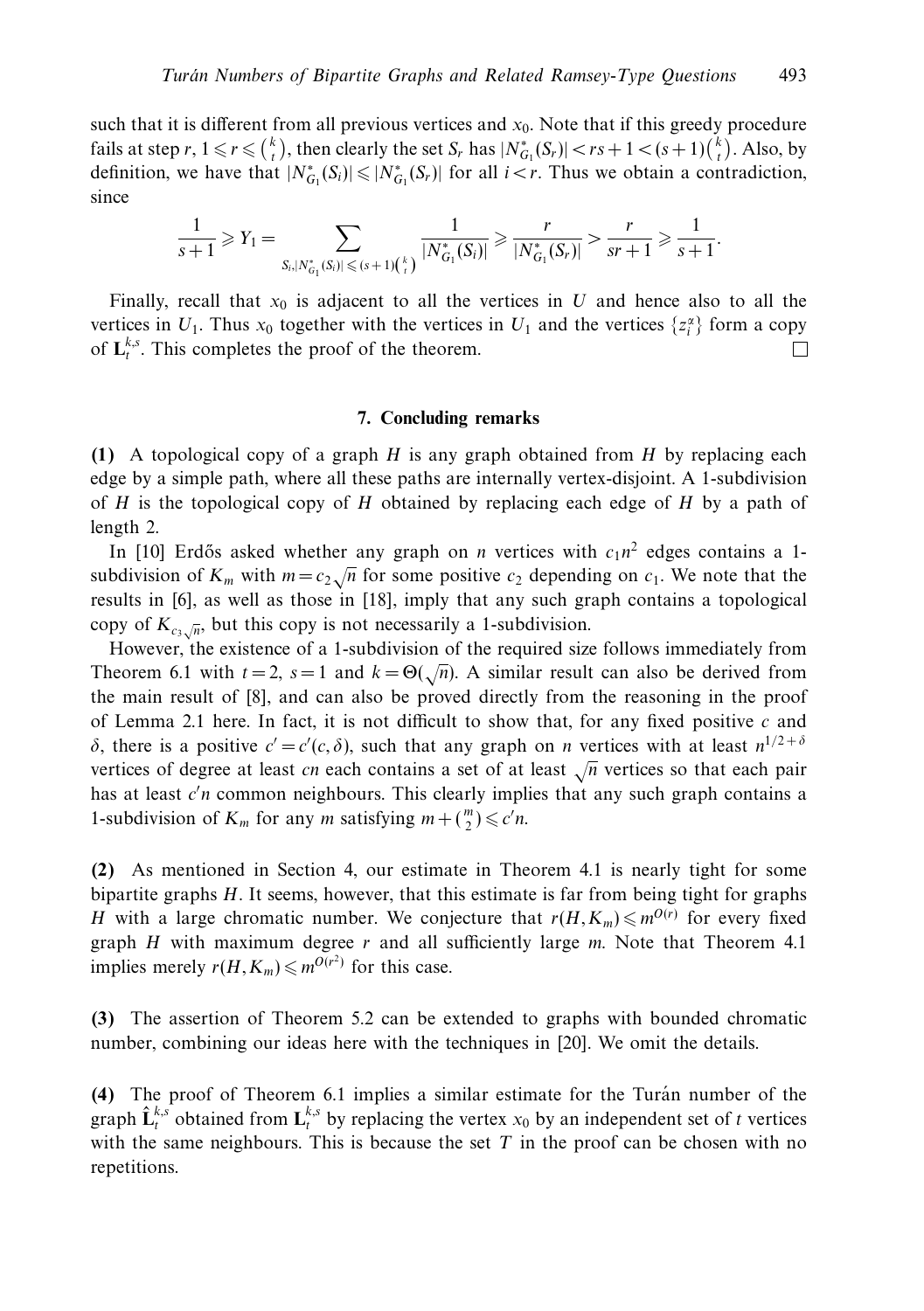such that it is different from all previous vertices and $x_0$. Note that if this greedy procedure fails at step $r$, $1 \leqslant r \leqslant \binom{k}{t}$, then clearly the set $S_r$ has $|N^*_{G_1}(S_r)| < rs + 1 < (s+1)\binom{k}{t}$. Also, by definition, we have that $|N^*_{G_1}(S_i)| \leqslant |N^*_{G_1}(S_r)|$ for all $i < r$. Thus we obtain a contradiction, since

$$\frac{1}{s+1} \geqslant Y_1 = \sum_{S_i, |N^*_{G_1}(S_i)| \leqslant (s+1)\binom{k}{t}} \frac{1}{|N^*_{G_1}(S_i)|} \geqslant \frac{r}{|N^*_{G_1}(S_r)|} > \frac{r}{sr+1} \geqslant \frac{1}{s+1}.$$

Finally, recall that $x_0$ is adjacent to all the vertices in $U$ and hence also to all the vertices in $U_1$. Thus $x_0$ together with the vertices in $U_1$ and the vertices $\{z_i^\alpha\}$ form a copy of $\mathbf{L}_t^{k,s}$. This completes the proof of the theorem. □

## 7. Concluding remarks

**(1)** A topological copy of a graph $H$ is any graph obtained from $H$ by replacing each edge by a simple path, where all these paths are internally vertex-disjoint. A 1-subdivision of $H$ is the topological copy of $H$ obtained by replacing each edge of $H$ by a path of length 2.

In [10] Erdős asked whether any graph on $n$ vertices with $c_1 n^2$ edges contains a 1-subdivision of $K_m$ with $m = c_2\sqrt{n}$ for some positive $c_2$ depending on $c_1$. We note that the results in [6], as well as those in [18], imply that any such graph contains a topological copy of $K_{c_3\sqrt{n}}$, but this copy is not necessarily a 1-subdivision.

However, the existence of a 1-subdivision of the required size follows immediately from Theorem 6.1 with $t = 2$, $s = 1$ and $k = \Theta(\sqrt{n})$. A similar result can also be derived from the main result of [8], and can also be proved directly from the reasoning in the proof of Lemma 2.1 here. In fact, it is not difficult to show that, for any fixed positive $c$ and $\delta$, there is a positive $c' = c'(c, \delta)$, such that any graph on $n$ vertices with at least $n^{1/2+\delta}$ vertices of degree at least $cn$ each contains a set of at least $\sqrt{n}$ vertices so that each pair has at least $c'n$ common neighbours. This clearly implies that any such graph contains a 1-subdivision of $K_m$ for any $m$ satisfying $m + \binom{m}{2} \leqslant c'n$.

**(2)** As mentioned in Section 4, our estimate in Theorem 4.1 is nearly tight for some bipartite graphs $H$. It seems, however, that this estimate is far from being tight for graphs $H$ with a large chromatic number. We conjecture that $r(H, K_m) \leqslant m^{O(r)}$ for every fixed graph $H$ with maximum degree $r$ and all sufficiently large $m$. Note that Theorem 4.1 implies merely $r(H, K_m) \leqslant m^{O(r^2)}$ for this case.

**(3)** The assertion of Theorem 5.2 can be extended to graphs with bounded chromatic number, combining our ideas here with the techniques in [20]. We omit the details.

**(4)** The proof of Theorem 6.1 implies a similar estimate for the Turán number of the graph $\hat{\mathbf{L}}_t^{k,s}$ obtained from $\mathbf{L}_t^{k,s}$ by replacing the vertex $x_0$ by an independent set of $t$ vertices with the same neighbours. This is because the set $T$ in the proof can be chosen with no repetitions.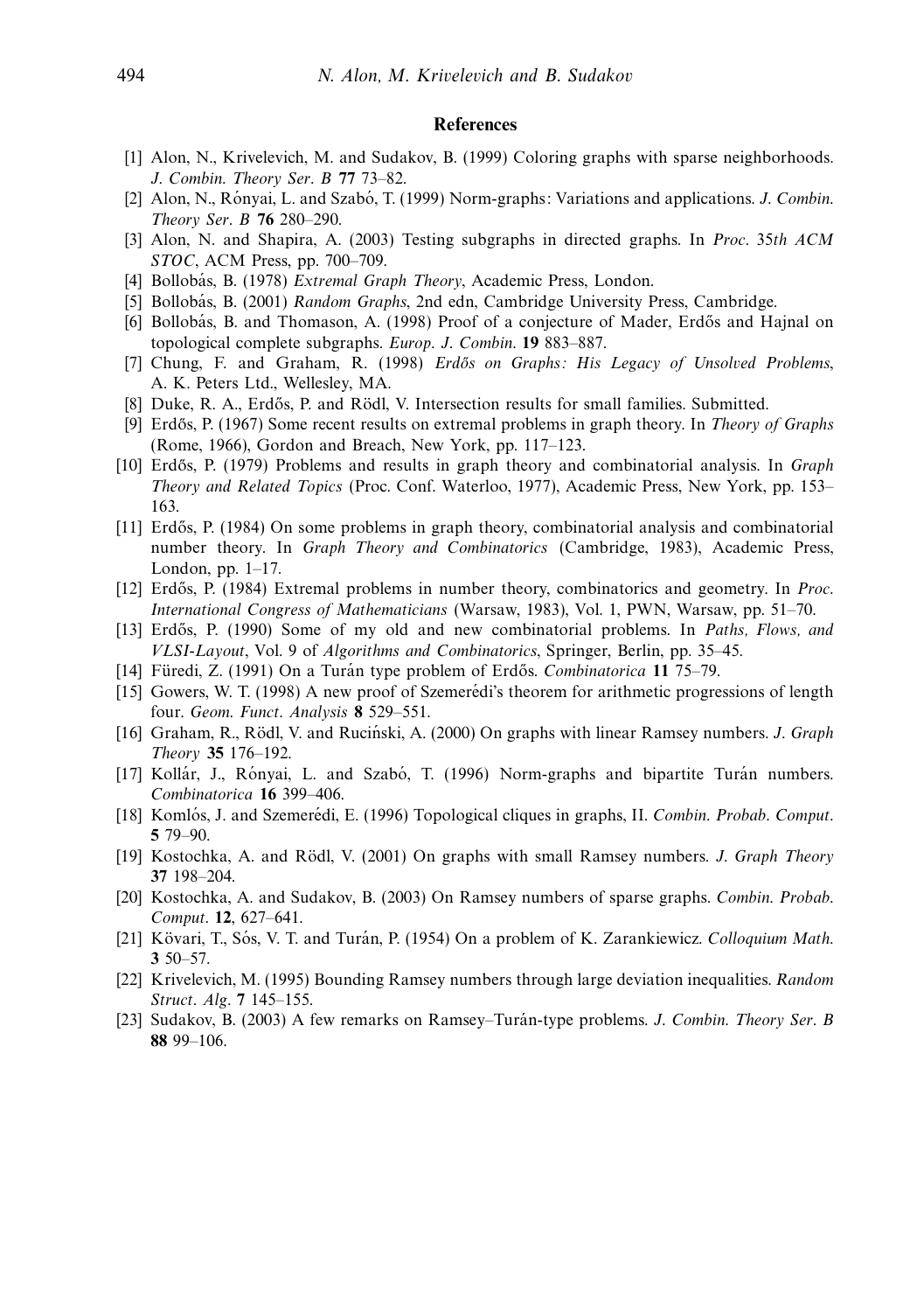## References

[1] Alon, N., Krivelevich, M. and Sudakov, B. (1999) Coloring graphs with sparse neighborhoods. *J. Combin. Theory Ser. B* **77** 73–82.

[2] Alon, N., Rónyai, L. and Szabó, T. (1999) Norm-graphs: Variations and applications. *J. Combin. Theory Ser. B* **76** 280–290.

[3] Alon, N. and Shapira, A. (2003) Testing subgraphs in directed graphs. In *Proc. 35th ACM STOC*, ACM Press, pp. 700–709.

[4] Bollobás, B. (1978) *Extremal Graph Theory*, Academic Press, London.

[5] Bollobás, B. (2001) *Random Graphs*, 2nd edn, Cambridge University Press, Cambridge.

[6] Bollobás, B. and Thomason, A. (1998) Proof of a conjecture of Mader, Erdős and Hajnal on topological complete subgraphs. *Europ. J. Combin.* **19** 883–887.

[7] Chung, F. and Graham, R. (1998) *Erdős on Graphs: His Legacy of Unsolved Problems*, A. K. Peters Ltd., Wellesley, MA.

[8] Duke, R. A., Erdős, P. and Rödl, V. Intersection results for small families. Submitted.

[9] Erdős, P. (1967) Some recent results on extremal problems in graph theory. In *Theory of Graphs* (Rome, 1966), Gordon and Breach, New York, pp. 117–123.

[10] Erdős, P. (1979) Problems and results in graph theory and combinatorial analysis. In *Graph Theory and Related Topics* (Proc. Conf. Waterloo, 1977), Academic Press, New York, pp. 153–163.

[11] Erdős, P. (1984) On some problems in graph theory, combinatorial analysis and combinatorial number theory. In *Graph Theory and Combinatorics* (Cambridge, 1983), Academic Press, London, pp. 1–17.

[12] Erdős, P. (1984) Extremal problems in number theory, combinatorics and geometry. In *Proc. International Congress of Mathematicians* (Warsaw, 1983), Vol. 1, PWN, Warsaw, pp. 51–70.

[13] Erdős, P. (1990) Some of my old and new combinatorial problems. In *Paths, Flows, and VLSI-Layout*, Vol. 9 of *Algorithms and Combinatorics*, Springer, Berlin, pp. 35–45.

[14] Füredi, Z. (1991) On a Turán type problem of Erdős. *Combinatorica* **11** 75–79.

[15] Gowers, W. T. (1998) A new proof of Szemerédi's theorem for arithmetic progressions of length four. *Geom. Funct. Analysis* **8** 529–551.

[16] Graham, R., Rödl, V. and Ruciński, A. (2000) On graphs with linear Ramsey numbers. *J. Graph Theory* **35** 176–192.

[17] Kollár, J., Rónyai, L. and Szabó, T. (1996) Norm-graphs and bipartite Turán numbers. *Combinatorica* **16** 399–406.

[18] Komlós, J. and Szemerédi, E. (1996) Topological cliques in graphs, II. *Combin. Probab. Comput.* **5** 79–90.

[19] Kostochka, A. and Rödl, V. (2001) On graphs with small Ramsey numbers. *J. Graph Theory* **37** 198–204.

[20] Kostochka, A. and Sudakov, B. (2003) On Ramsey numbers of sparse graphs. *Combin. Probab. Comput.* **12**, 627–641.

[21] Kövari, T., Sós, V. T. and Turán, P. (1954) On a problem of K. Zarankiewicz. *Colloquium Math.* **3** 50–57.

[22] Krivelevich, M. (1995) Bounding Ramsey numbers through large deviation inequalities. *Random Struct. Alg.* **7** 145–155.

[23] Sudakov, B. (2003) A few remarks on Ramsey–Turán-type problems. *J. Combin. Theory Ser. B* **88** 99–106.